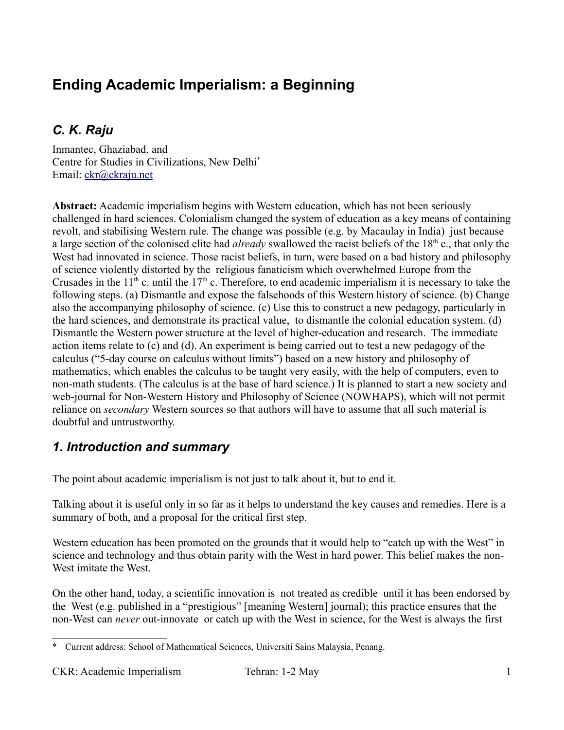# Ending Academic Imperialism: a Beginning

## *C. K. Raju*

Inmantec, Ghaziabad, and
Centre for Studies in Civilizations, New Delhi*
Email: ckr@ckraju.net

**Abstract:** Academic imperialism begins with Western education, which has not been seriously challenged in hard sciences. Colonialism changed the system of education as a key means of containing revolt, and stabilising Western rule. The change was possible (e.g. by Macaulay in India) just because a large section of the colonised elite had *already* swallowed the racist beliefs of the 18th c., that only the West had innovated in science. Those racist beliefs, in turn, were based on a bad history and philosophy of science violently distorted by the religious fanaticism which overwhelmed Europe from the Crusades in the 11th c. until the 17th c. Therefore, to end academic imperialism it is necessary to take the following steps. (a) Dismantle and expose the falsehoods of this Western history of science. (b) Change also the accompanying philosophy of science. (c) Use this to construct a new pedagogy, particularly in the hard sciences, and demonstrate its practical value, to dismantle the colonial education system. (d) Dismantle the Western power structure at the level of higher-education and research. The immediate action items relate to (c) and (d). An experiment is being carried out to test a new pedagogy of the calculus ("5-day course on calculus without limits") based on a new history and philosophy of mathematics, which enables the calculus to be taught very easily, with the help of computers, even to non-math students. (The calculus is at the base of hard science.) It is planned to start a new society and web-journal for Non-Western History and Philosophy of Science (NOWHAPS), which will not permit reliance on *secondary* Western sources so that authors will have to assume that all such material is doubtful and untrustworthy.

## *1. Introduction and summary*

The point about academic imperialism is not just to talk about it, but to end it.

Talking about it is useful only in so far as it helps to understand the key causes and remedies. Here is a summary of both, and a proposal for the critical first step.

Western education has been promoted on the grounds that it would help to "catch up with the West" in science and technology and thus obtain parity with the West in hard power. This belief makes the non-West imitate the West.

On the other hand, today, a scientific innovation is not treated as credible until it has been endorsed by the West (e.g. published in a "prestigious" [meaning Western] journal); this practice ensures that the non-West can *never* out-innovate or catch up with the West in science, for the West is always the first

* Current address: School of Mathematical Sciences, Universiti Sains Malaysia, Penang.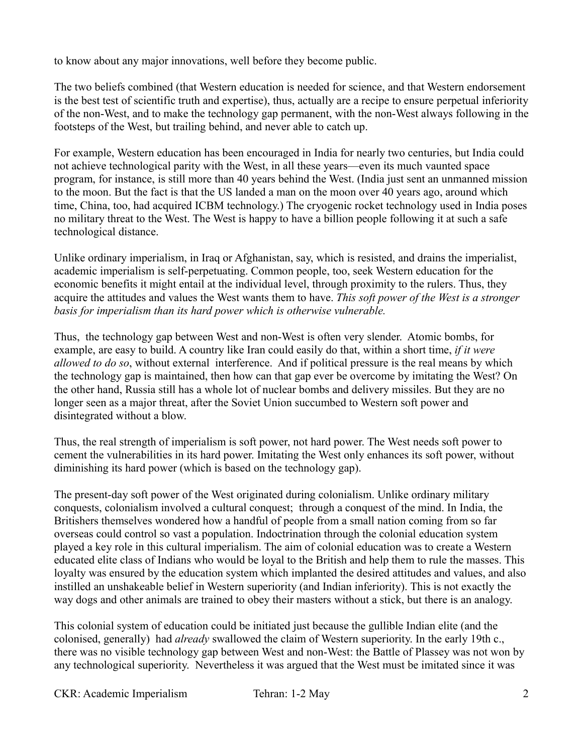to know about any major innovations, well before they become public.

The two beliefs combined (that Western education is needed for science, and that Western endorsement is the best test of scientific truth and expertise), thus, actually are a recipe to ensure perpetual inferiority of the non-West, and to make the technology gap permanent, with the non-West always following in the footsteps of the West, but trailing behind, and never able to catch up.

For example, Western education has been encouraged in India for nearly two centuries, but India could not achieve technological parity with the West, in all these years—even its much vaunted space program, for instance, is still more than 40 years behind the West. (India just sent an unmanned mission to the moon. But the fact is that the US landed a man on the moon over 40 years ago, around which time, China, too, had acquired ICBM technology.) The cryogenic rocket technology used in India poses no military threat to the West. The West is happy to have a billion people following it at such a safe technological distance.

Unlike ordinary imperialism, in Iraq or Afghanistan, say, which is resisted, and drains the imperialist, academic imperialism is self-perpetuating. Common people, too, seek Western education for the economic benefits it might entail at the individual level, through proximity to the rulers. Thus, they acquire the attitudes and values the West wants them to have. *This soft power of the West is a stronger basis for imperialism than its hard power which is otherwise vulnerable.*

Thus, the technology gap between West and non-West is often very slender. Atomic bombs, for example, are easy to build. A country like Iran could easily do that, within a short time, *if it were allowed to do so*, without external interference. And if political pressure is the real means by which the technology gap is maintained, then how can that gap ever be overcome by imitating the West? On the other hand, Russia still has a whole lot of nuclear bombs and delivery missiles. But they are no longer seen as a major threat, after the Soviet Union succumbed to Western soft power and disintegrated without a blow.

Thus, the real strength of imperialism is soft power, not hard power. The West needs soft power to cement the vulnerabilities in its hard power. Imitating the West only enhances its soft power, without diminishing its hard power (which is based on the technology gap).

The present-day soft power of the West originated during colonialism. Unlike ordinary military conquests, colonialism involved a cultural conquest; through a conquest of the mind. In India, the Britishers themselves wondered how a handful of people from a small nation coming from so far overseas could control so vast a population. Indoctrination through the colonial education system played a key role in this cultural imperialism. The aim of colonial education was to create a Western educated elite class of Indians who would be loyal to the British and help them to rule the masses. This loyalty was ensured by the education system which implanted the desired attitudes and values, and also instilled an unshakeable belief in Western superiority (and Indian inferiority). This is not exactly the way dogs and other animals are trained to obey their masters without a stick, but there is an analogy.

This colonial system of education could be initiated just because the gullible Indian elite (and the colonised, generally) had *already* swallowed the claim of Western superiority. In the early 19th c., there was no visible technology gap between West and non-West: the Battle of Plassey was not won by any technological superiority. Nevertheless it was argued that the West must be imitated since it was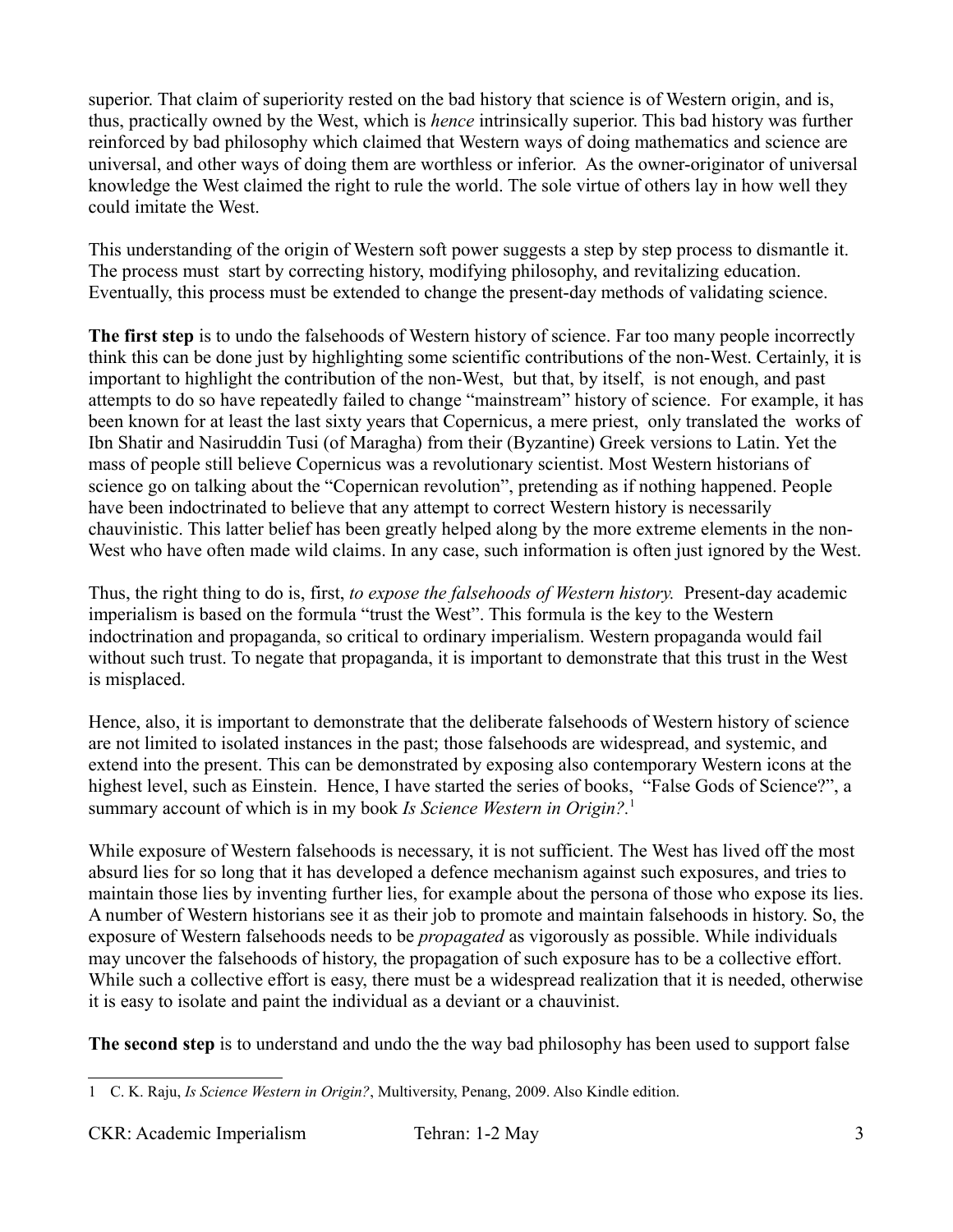superior. That claim of superiority rested on the bad history that science is of Western origin, and is, thus, practically owned by the West, which is *hence* intrinsically superior. This bad history was further reinforced by bad philosophy which claimed that Western ways of doing mathematics and science are universal, and other ways of doing them are worthless or inferior. As the owner-originator of universal knowledge the West claimed the right to rule the world. The sole virtue of others lay in how well they could imitate the West.

This understanding of the origin of Western soft power suggests a step by step process to dismantle it. The process must start by correcting history, modifying philosophy, and revitalizing education. Eventually, this process must be extended to change the present-day methods of validating science.

**The first step** is to undo the falsehoods of Western history of science. Far too many people incorrectly think this can be done just by highlighting some scientific contributions of the non-West. Certainly, it is important to highlight the contribution of the non-West, but that, by itself, is not enough, and past attempts to do so have repeatedly failed to change "mainstream" history of science. For example, it has been known for at least the last sixty years that Copernicus, a mere priest, only translated the works of Ibn Shatir and Nasiruddin Tusi (of Maragha) from their (Byzantine) Greek versions to Latin. Yet the mass of people still believe Copernicus was a revolutionary scientist. Most Western historians of science go on talking about the "Copernican revolution", pretending as if nothing happened. People have been indoctrinated to believe that any attempt to correct Western history is necessarily chauvinistic. This latter belief has been greatly helped along by the more extreme elements in the non-West who have often made wild claims. In any case, such information is often just ignored by the West.

Thus, the right thing to do is, first, *to expose the falsehoods of Western history.* Present-day academic imperialism is based on the formula "trust the West". This formula is the key to the Western indoctrination and propaganda, so critical to ordinary imperialism. Western propaganda would fail without such trust. To negate that propaganda, it is important to demonstrate that this trust in the West is misplaced.

Hence, also, it is important to demonstrate that the deliberate falsehoods of Western history of science are not limited to isolated instances in the past; those falsehoods are widespread, and systemic, and extend into the present. This can be demonstrated by exposing also contemporary Western icons at the highest level, such as Einstein. Hence, I have started the series of books, "False Gods of Science?", a summary account of which is in my book *Is Science Western in Origin?*.[1]

While exposure of Western falsehoods is necessary, it is not sufficient. The West has lived off the most absurd lies for so long that it has developed a defence mechanism against such exposures, and tries to maintain those lies by inventing further lies, for example about the persona of those who expose its lies. A number of Western historians see it as their job to promote and maintain falsehoods in history. So, the exposure of Western falsehoods needs to be *propagated* as vigorously as possible. While individuals may uncover the falsehoods of history, the propagation of such exposure has to be a collective effort. While such a collective effort is easy, there must be a widespread realization that it is needed, otherwise it is easy to isolate and paint the individual as a deviant or a chauvinist.

**The second step** is to understand and undo the the way bad philosophy has been used to support false

---

1 C. K. Raju, *Is Science Western in Origin?*, Multiversity, Penang, 2009. Also Kindle edition.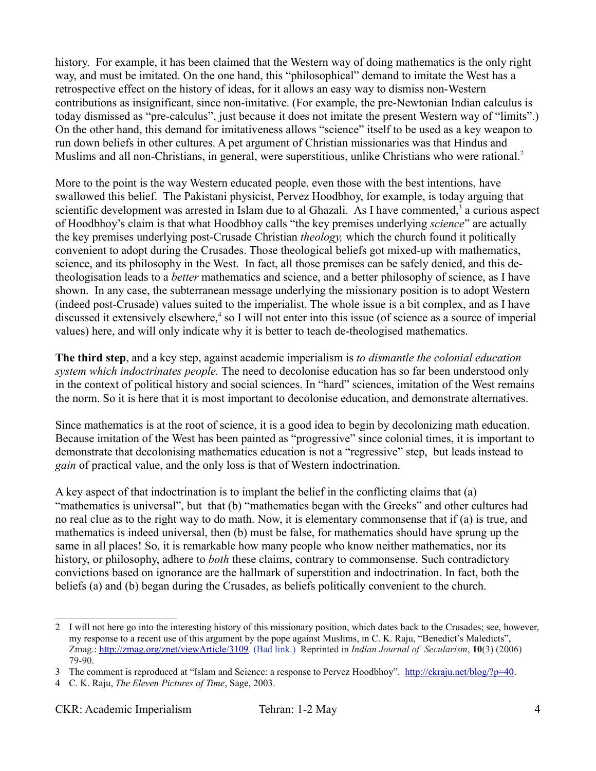history. For example, it has been claimed that the Western way of doing mathematics is the only right way, and must be imitated. On the one hand, this "philosophical" demand to imitate the West has a retrospective effect on the history of ideas, for it allows an easy way to dismiss non-Western contributions as insignificant, since non-imitative. (For example, the pre-Newtonian Indian calculus is today dismissed as "pre-calculus", just because it does not imitate the present Western way of "limits".) On the other hand, this demand for imitativeness allows "science" itself to be used as a key weapon to run down beliefs in other cultures. A pet argument of Christian missionaries was that Hindus and Muslims and all non-Christians, in general, were superstitious, unlike Christians who were rational.[2]

More to the point is the way Western educated people, even those with the best intentions, have swallowed this belief. The Pakistani physicist, Pervez Hoodbhoy, for example, is today arguing that scientific development was arrested in Islam due to al Ghazali. As I have commented,[3] a curious aspect of Hoodbhoy's claim is that what Hoodbhoy calls "the key premises underlying *science*" are actually the key premises underlying post-Crusade Christian *theology,* which the church found it politically convenient to adopt during the Crusades. Those theological beliefs got mixed-up with mathematics, science, and its philosophy in the West. In fact, all those premises can be safely denied, and this de-theologisation leads to a *better* mathematics and science, and a better philosophy of science, as I have shown. In any case, the subterranean message underlying the missionary position is to adopt Western (indeed post-Crusade) values suited to the imperialist. The whole issue is a bit complex, and as I have discussed it extensively elsewhere,[4] so I will not enter into this issue (of science as a source of imperial values) here, and will only indicate why it is better to teach de-theologised mathematics.

**The third step**, and a key step, against academic imperialism is *to dismantle the colonial education system which indoctrinates people.* The need to decolonise education has so far been understood only in the context of political history and social sciences. In "hard" sciences, imitation of the West remains the norm. So it is here that it is most important to decolonise education, and demonstrate alternatives.

Since mathematics is at the root of science, it is a good idea to begin by decolonizing math education. Because imitation of the West has been painted as "progressive" since colonial times, it is important to demonstrate that decolonising mathematics education is not a "regressive" step, but leads instead to *gain* of practical value, and the only loss is that of Western indoctrination.

A key aspect of that indoctrination is to implant the belief in the conflicting claims that (a) "mathematics is universal", but that (b) "mathematics began with the Greeks" and other cultures had no real clue as to the right way to do math. Now, it is elementary commonsense that if (a) is true, and mathematics is indeed universal, then (b) must be false, for mathematics should have sprung up the same in all places! So, it is remarkable how many people who know neither mathematics, nor its history, or philosophy, adhere to *both* these claims, contrary to commonsense. Such contradictory convictions based on ignorance are the hallmark of superstition and indoctrination. In fact, both the beliefs (a) and (b) began during the Crusades, as beliefs politically convenient to the church.

---

2 I will not here go into the interesting history of this missionary position, which dates back to the Crusades; see, however, my response to a recent use of this argument by the pope against Muslims, in C. K. Raju, "Benedict's Maledicts", Zmag.: http://zmag.org/znet/viewArticle/3109. (Bad link.) Reprinted in *Indian Journal of Secularism*, **10**(3) (2006) 79-90.

3 The comment is reproduced at "Islam and Science: a response to Pervez Hoodbhoy". http://ckraju.net/blog/?p=40.

4 C. K. Raju, *The Eleven Pictures of Time*, Sage, 2003.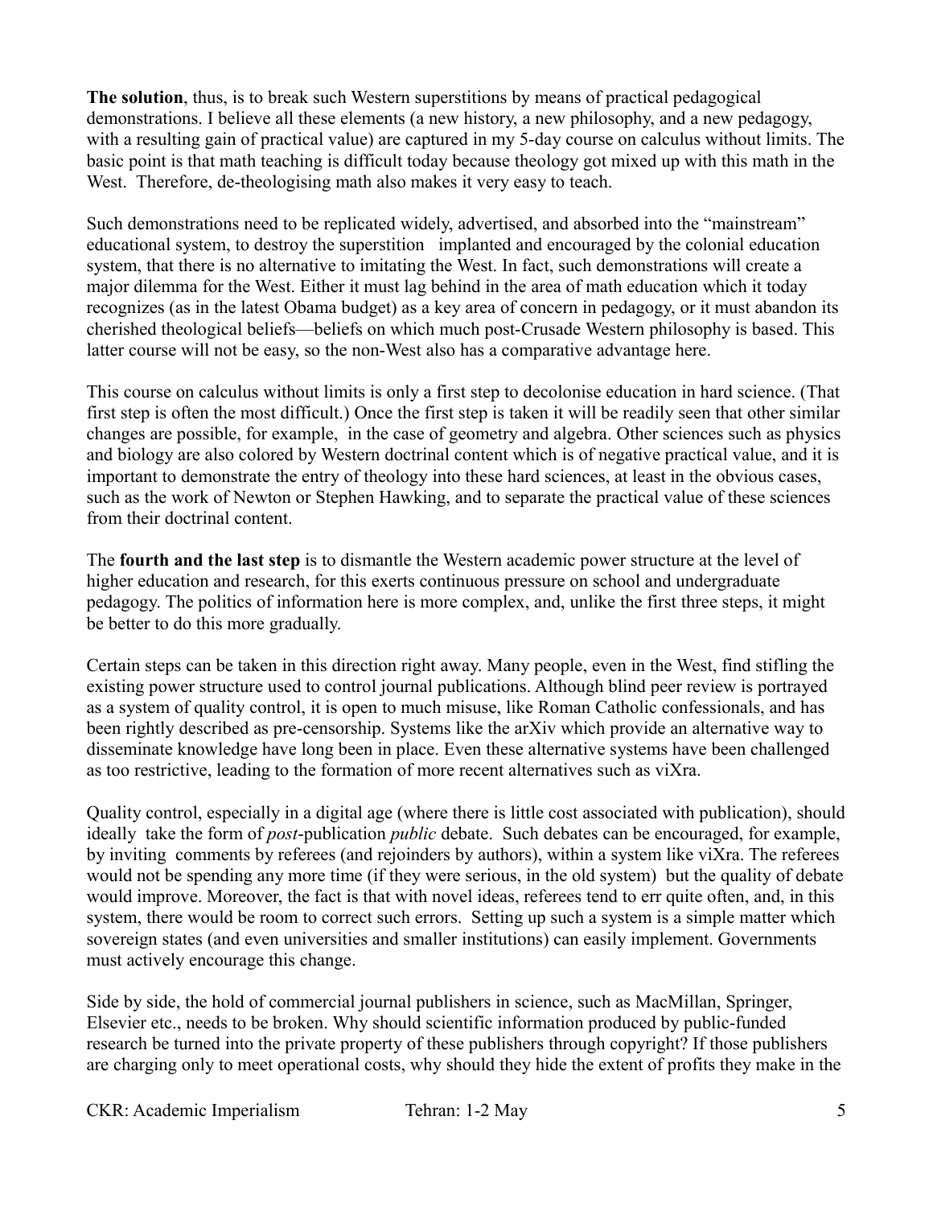**The solution**, thus, is to break such Western superstitions by means of practical pedagogical demonstrations. I believe all these elements (a new history, a new philosophy, and a new pedagogy, with a resulting gain of practical value) are captured in my 5-day course on calculus without limits. The basic point is that math teaching is difficult today because theology got mixed up with this math in the West. Therefore, de-theologising math also makes it very easy to teach.

Such demonstrations need to be replicated widely, advertised, and absorbed into the "mainstream" educational system, to destroy the superstition implanted and encouraged by the colonial education system, that there is no alternative to imitating the West. In fact, such demonstrations will create a major dilemma for the West. Either it must lag behind in the area of math education which it today recognizes (as in the latest Obama budget) as a key area of concern in pedagogy, or it must abandon its cherished theological beliefs—beliefs on which much post-Crusade Western philosophy is based. This latter course will not be easy, so the non-West also has a comparative advantage here.

This course on calculus without limits is only a first step to decolonise education in hard science. (That first step is often the most difficult.) Once the first step is taken it will be readily seen that other similar changes are possible, for example, in the case of geometry and algebra. Other sciences such as physics and biology are also colored by Western doctrinal content which is of negative practical value, and it is important to demonstrate the entry of theology into these hard sciences, at least in the obvious cases, such as the work of Newton or Stephen Hawking, and to separate the practical value of these sciences from their doctrinal content.

The **fourth and the last step** is to dismantle the Western academic power structure at the level of higher education and research, for this exerts continuous pressure on school and undergraduate pedagogy. The politics of information here is more complex, and, unlike the first three steps, it might be better to do this more gradually.

Certain steps can be taken in this direction right away. Many people, even in the West, find stifling the existing power structure used to control journal publications. Although blind peer review is portrayed as a system of quality control, it is open to much misuse, like Roman Catholic confessionals, and has been rightly described as pre-censorship. Systems like the arXiv which provide an alternative way to disseminate knowledge have long been in place. Even these alternative systems have been challenged as too restrictive, leading to the formation of more recent alternatives such as viXra.

Quality control, especially in a digital age (where there is little cost associated with publication), should ideally take the form of *post*-publication *public* debate. Such debates can be encouraged, for example, by inviting comments by referees (and rejoinders by authors), within a system like viXra. The referees would not be spending any more time (if they were serious, in the old system) but the quality of debate would improve. Moreover, the fact is that with novel ideas, referees tend to err quite often, and, in this system, there would be room to correct such errors. Setting up such a system is a simple matter which sovereign states (and even universities and smaller institutions) can easily implement. Governments must actively encourage this change.

Side by side, the hold of commercial journal publishers in science, such as MacMillan, Springer, Elsevier etc., needs to be broken. Why should scientific information produced by public-funded research be turned into the private property of these publishers through copyright? If those publishers are charging only to meet operational costs, why should they hide the extent of profits they make in the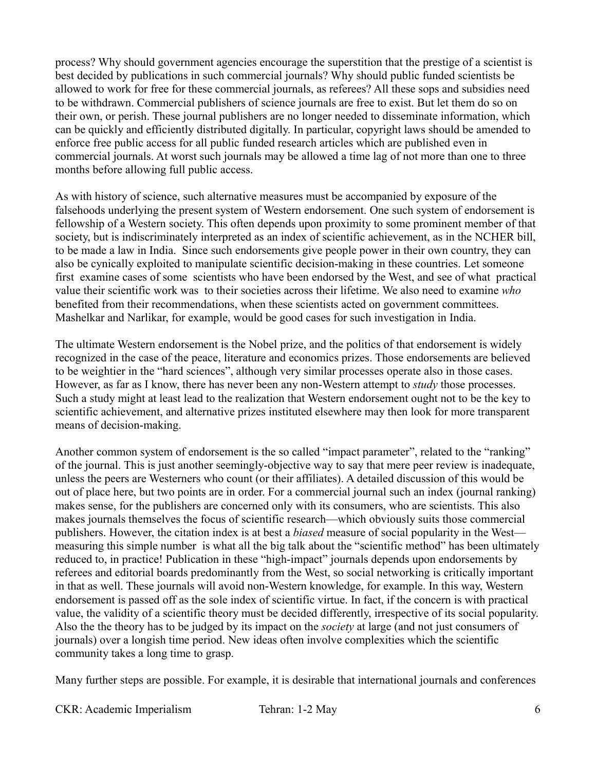process? Why should government agencies encourage the superstition that the prestige of a scientist is best decided by publications in such commercial journals? Why should public funded scientists be allowed to work for free for these commercial journals, as referees? All these sops and subsidies need to be withdrawn. Commercial publishers of science journals are free to exist. But let them do so on their own, or perish. These journal publishers are no longer needed to disseminate information, which can be quickly and efficiently distributed digitally. In particular, copyright laws should be amended to enforce free public access for all public funded research articles which are published even in commercial journals. At worst such journals may be allowed a time lag of not more than one to three months before allowing full public access.

As with history of science, such alternative measures must be accompanied by exposure of the falsehoods underlying the present system of Western endorsement. One such system of endorsement is fellowship of a Western society. This often depends upon proximity to some prominent member of that society, but is indiscriminately interpreted as an index of scientific achievement, as in the NCHER bill, to be made a law in India. Since such endorsements give people power in their own country, they can also be cynically exploited to manipulate scientific decision-making in these countries. Let someone first examine cases of some scientists who have been endorsed by the West, and see of what practical value their scientific work was to their societies across their lifetime. We also need to examine *who* benefited from their recommendations, when these scientists acted on government committees. Mashelkar and Narlikar, for example, would be good cases for such investigation in India.

The ultimate Western endorsement is the Nobel prize, and the politics of that endorsement is widely recognized in the case of the peace, literature and economics prizes. Those endorsements are believed to be weightier in the "hard sciences", although very similar processes operate also in those cases. However, as far as I know, there has never been any non-Western attempt to *study* those processes. Such a study might at least lead to the realization that Western endorsement ought not to be the key to scientific achievement, and alternative prizes instituted elsewhere may then look for more transparent means of decision-making.

Another common system of endorsement is the so called "impact parameter", related to the "ranking" of the journal. This is just another seemingly-objective way to say that mere peer review is inadequate, unless the peers are Westerners who count (or their affiliates). A detailed discussion of this would be out of place here, but two points are in order. For a commercial journal such an index (journal ranking) makes sense, for the publishers are concerned only with its consumers, who are scientists. This also makes journals themselves the focus of scientific research—which obviously suits those commercial publishers. However, the citation index is at best a *biased* measure of social popularity in the West—measuring this simple number is what all the big talk about the "scientific method" has been ultimately reduced to, in practice! Publication in these "high-impact" journals depends upon endorsements by referees and editorial boards predominantly from the West, so social networking is critically important in that as well. These journals will avoid non-Western knowledge, for example. In this way, Western endorsement is passed off as the sole index of scientific virtue. In fact, if the concern is with practical value, the validity of a scientific theory must be decided differently, irrespective of its social popularity. Also the the theory has to be judged by its impact on the *society* at large (and not just consumers of journals) over a longish time period. New ideas often involve complexities which the scientific community takes a long time to grasp.

Many further steps are possible. For example, it is desirable that international journals and conferences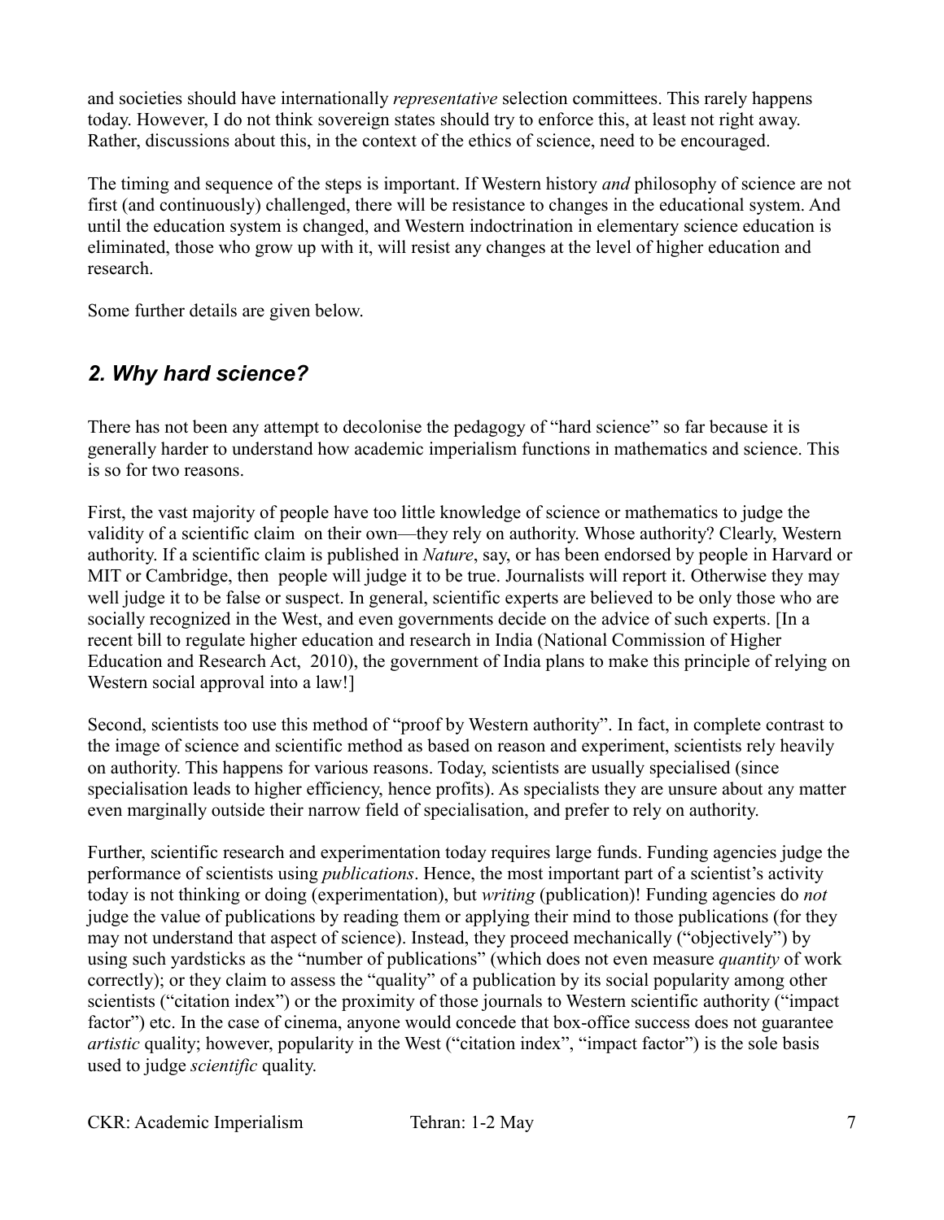and societies should have internationally *representative* selection committees. This rarely happens today. However, I do not think sovereign states should try to enforce this, at least not right away. Rather, discussions about this, in the context of the ethics of science, need to be encouraged.

The timing and sequence of the steps is important. If Western history *and* philosophy of science are not first (and continuously) challenged, there will be resistance to changes in the educational system. And until the education system is changed, and Western indoctrination in elementary science education is eliminated, those who grow up with it, will resist any changes at the level of higher education and research.

Some further details are given below.

## *2. Why hard science?*

There has not been any attempt to decolonise the pedagogy of "hard science" so far because it is generally harder to understand how academic imperialism functions in mathematics and science. This is so for two reasons.

First, the vast majority of people have too little knowledge of science or mathematics to judge the validity of a scientific claim on their own—they rely on authority. Whose authority? Clearly, Western authority. If a scientific claim is published in *Nature*, say, or has been endorsed by people in Harvard or MIT or Cambridge, then people will judge it to be true. Journalists will report it. Otherwise they may well judge it to be false or suspect. In general, scientific experts are believed to be only those who are socially recognized in the West, and even governments decide on the advice of such experts. [In a recent bill to regulate higher education and research in India (National Commission of Higher Education and Research Act, 2010), the government of India plans to make this principle of relying on Western social approval into a law!]

Second, scientists too use this method of "proof by Western authority". In fact, in complete contrast to the image of science and scientific method as based on reason and experiment, scientists rely heavily on authority. This happens for various reasons. Today, scientists are usually specialised (since specialisation leads to higher efficiency, hence profits). As specialists they are unsure about any matter even marginally outside their narrow field of specialisation, and prefer to rely on authority.

Further, scientific research and experimentation today requires large funds. Funding agencies judge the performance of scientists using *publications*. Hence, the most important part of a scientist's activity today is not thinking or doing (experimentation), but *writing* (publication)! Funding agencies do *not* judge the value of publications by reading them or applying their mind to those publications (for they may not understand that aspect of science). Instead, they proceed mechanically ("objectively") by using such yardsticks as the "number of publications" (which does not even measure *quantity* of work correctly); or they claim to assess the "quality" of a publication by its social popularity among other scientists ("citation index") or the proximity of those journals to Western scientific authority ("impact factor") etc. In the case of cinema, anyone would concede that box-office success does not guarantee *artistic* quality; however, popularity in the West ("citation index", "impact factor") is the sole basis used to judge *scientific* quality.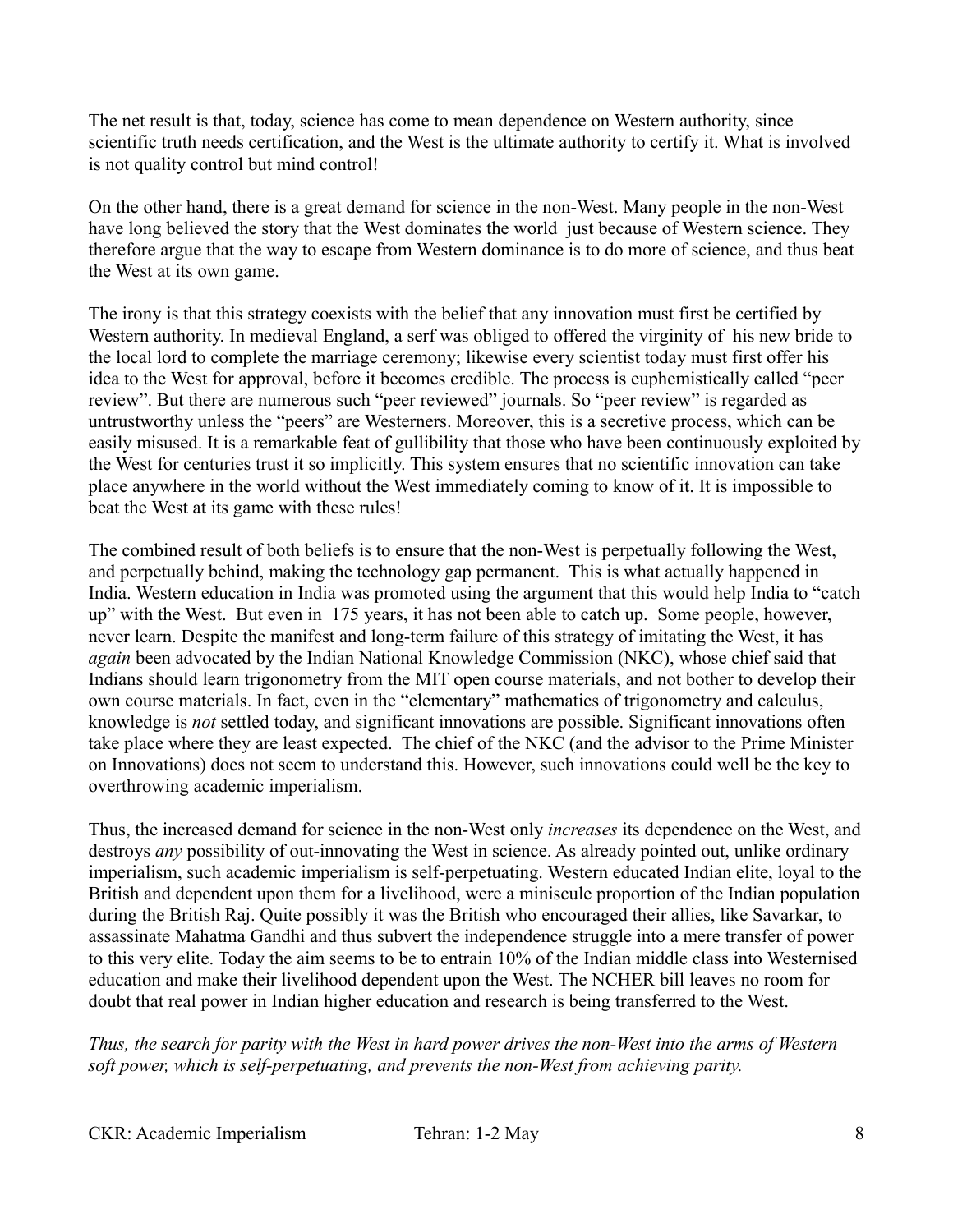The net result is that, today, science has come to mean dependence on Western authority, since scientific truth needs certification, and the West is the ultimate authority to certify it. What is involved is not quality control but mind control!

On the other hand, there is a great demand for science in the non-West. Many people in the non-West have long believed the story that the West dominates the world just because of Western science. They therefore argue that the way to escape from Western dominance is to do more of science, and thus beat the West at its own game.

The irony is that this strategy coexists with the belief that any innovation must first be certified by Western authority. In medieval England, a serf was obliged to offered the virginity of his new bride to the local lord to complete the marriage ceremony; likewise every scientist today must first offer his idea to the West for approval, before it becomes credible. The process is euphemistically called "peer review". But there are numerous such "peer reviewed" journals. So "peer review" is regarded as untrustworthy unless the "peers" are Westerners. Moreover, this is a secretive process, which can be easily misused. It is a remarkable feat of gullibility that those who have been continuously exploited by the West for centuries trust it so implicitly. This system ensures that no scientific innovation can take place anywhere in the world without the West immediately coming to know of it. It is impossible to beat the West at its game with these rules!

The combined result of both beliefs is to ensure that the non-West is perpetually following the West, and perpetually behind, making the technology gap permanent. This is what actually happened in India. Western education in India was promoted using the argument that this would help India to "catch up" with the West. But even in 175 years, it has not been able to catch up. Some people, however, never learn. Despite the manifest and long-term failure of this strategy of imitating the West, it has *again* been advocated by the Indian National Knowledge Commission (NKC), whose chief said that Indians should learn trigonometry from the MIT open course materials, and not bother to develop their own course materials. In fact, even in the "elementary" mathematics of trigonometry and calculus, knowledge is *not* settled today, and significant innovations are possible. Significant innovations often take place where they are least expected. The chief of the NKC (and the advisor to the Prime Minister on Innovations) does not seem to understand this. However, such innovations could well be the key to overthrowing academic imperialism.

Thus, the increased demand for science in the non-West only *increases* its dependence on the West, and destroys *any* possibility of out-innovating the West in science. As already pointed out, unlike ordinary imperialism, such academic imperialism is self-perpetuating. Western educated Indian elite, loyal to the British and dependent upon them for a livelihood, were a miniscule proportion of the Indian population during the British Raj. Quite possibly it was the British who encouraged their allies, like Savarkar, to assassinate Mahatma Gandhi and thus subvert the independence struggle into a mere transfer of power to this very elite. Today the aim seems to be to entrain 10% of the Indian middle class into Westernised education and make their livelihood dependent upon the West. The NCHER bill leaves no room for doubt that real power in Indian higher education and research is being transferred to the West.

*Thus, the search for parity with the West in hard power drives the non-West into the arms of Western soft power, which is self-perpetuating, and prevents the non-West from achieving parity.*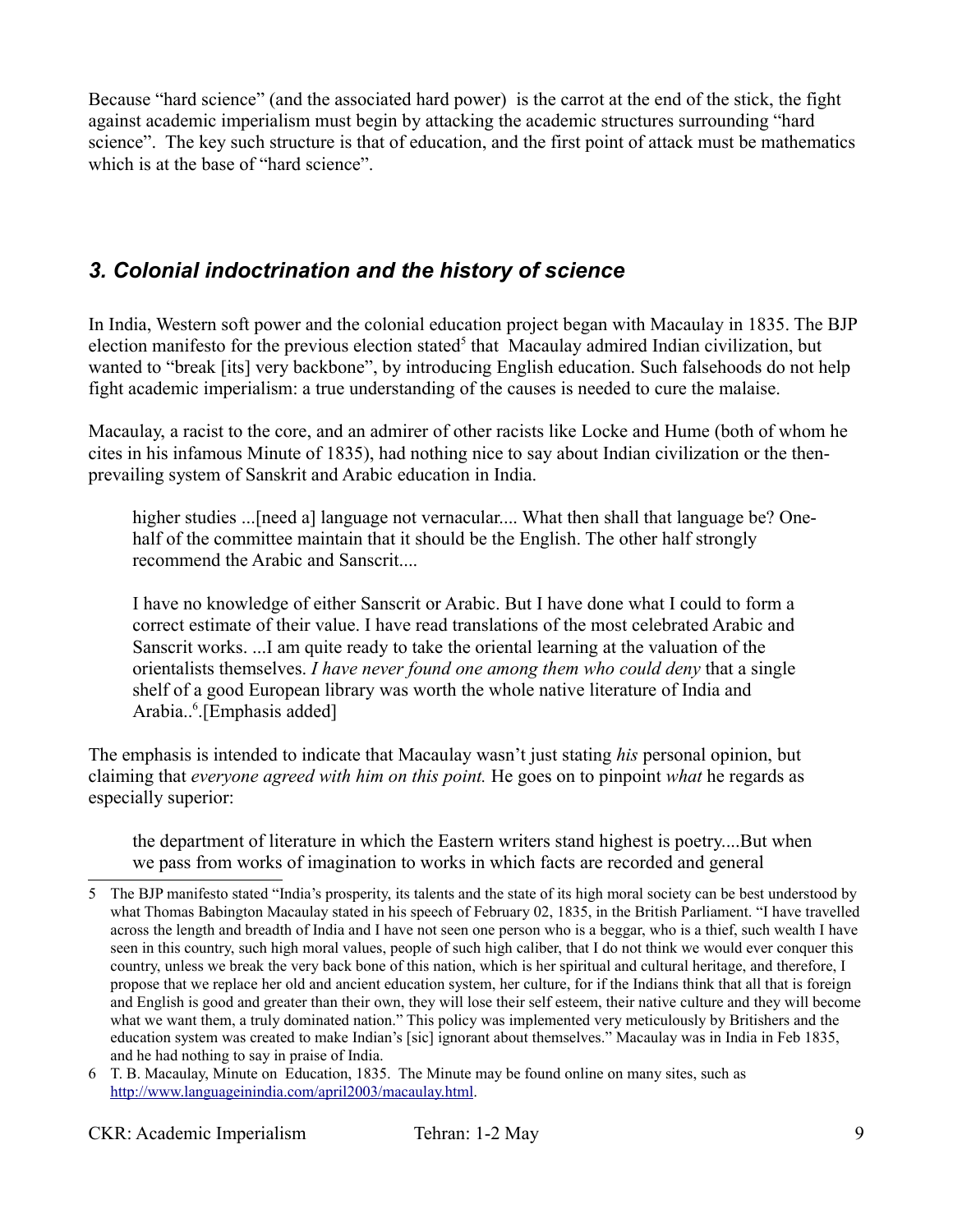Because "hard science" (and the associated hard power) is the carrot at the end of the stick, the fight against academic imperialism must begin by attacking the academic structures surrounding "hard science". The key such structure is that of education, and the first point of attack must be mathematics which is at the base of "hard science".

## *3. Colonial indoctrination and the history of science*

In India, Western soft power and the colonial education project began with Macaulay in 1835. The BJP election manifesto for the previous election stated[5] that Macaulay admired Indian civilization, but wanted to "break [its] very backbone", by introducing English education. Such falsehoods do not help fight academic imperialism: a true understanding of the causes is needed to cure the malaise.

Macaulay, a racist to the core, and an admirer of other racists like Locke and Hume (both of whom he cites in his infamous Minute of 1835), had nothing nice to say about Indian civilization or the then-prevailing system of Sanskrit and Arabic education in India.

> higher studies ...[need a] language not vernacular.... What then shall that language be? One-half of the committee maintain that it should be the English. The other half strongly recommend the Arabic and Sanscrit....
>
> I have no knowledge of either Sanscrit or Arabic. But I have done what I could to form a correct estimate of their value. I have read translations of the most celebrated Arabic and Sanscrit works. ...I am quite ready to take the oriental learning at the valuation of the orientalists themselves. *I have never found one among them who could deny* that a single shelf of a good European library was worth the whole native literature of India and Arabia..[6].[Emphasis added]

The emphasis is intended to indicate that Macaulay wasn't just stating *his* personal opinion, but claiming that *everyone agreed with him on this point.* He goes on to pinpoint *what* he regards as especially superior:

> the department of literature in which the Eastern writers stand highest is poetry....But when we pass from works of imagination to works in which facts are recorded and general

---

5 The BJP manifesto stated "India's prosperity, its talents and the state of its high moral society can be best understood by what Thomas Babington Macaulay stated in his speech of February 02, 1835, in the British Parliament. "I have travelled across the length and breadth of India and I have not seen one person who is a beggar, who is a thief, such wealth I have seen in this country, such high moral values, people of such high caliber, that I do not think we would ever conquer this country, unless we break the very back bone of this nation, which is her spiritual and cultural heritage, and therefore, I propose that we replace her old and ancient education system, her culture, for if the Indians think that all that is foreign and English is good and greater than their own, they will lose their self esteem, their native culture and they will become what we want them, a truly dominated nation." This policy was implemented very meticulously by Britishers and the education system was created to make Indian's [sic] ignorant about themselves." Macaulay was in India in Feb 1835, and he had nothing to say in praise of India.

6 T. B. Macaulay, Minute on Education, 1835. The Minute may be found online on many sites, such as http://www.languageinindia.com/april2003/macaulay.html.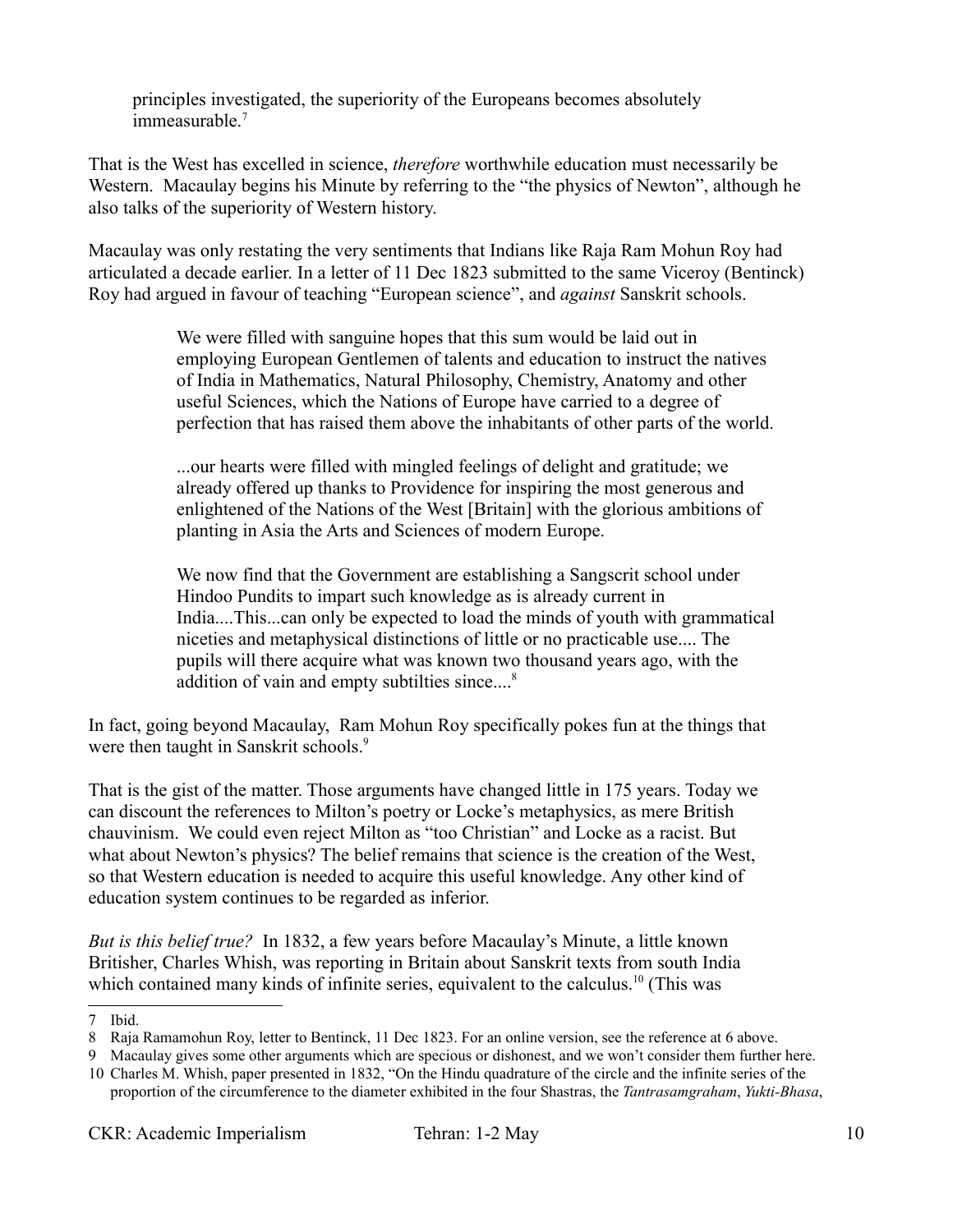> principles investigated, the superiority of the Europeans becomes absolutely immeasurable.[7]

That is the West has excelled in science, *therefore* worthwhile education must necessarily be Western. Macaulay begins his Minute by referring to the "the physics of Newton", although he also talks of the superiority of Western history.

Macaulay was only restating the very sentiments that Indians like Raja Ram Mohun Roy had articulated a decade earlier. In a letter of 11 Dec 1823 submitted to the same Viceroy (Bentinck) Roy had argued in favour of teaching "European science", and *against* Sanskrit schools.

> We were filled with sanguine hopes that this sum would be laid out in employing European Gentlemen of talents and education to instruct the natives of India in Mathematics, Natural Philosophy, Chemistry, Anatomy and other useful Sciences, which the Nations of Europe have carried to a degree of perfection that has raised them above the inhabitants of other parts of the world.
>
> ...our hearts were filled with mingled feelings of delight and gratitude; we already offered up thanks to Providence for inspiring the most generous and enlightened of the Nations of the West [Britain] with the glorious ambitions of planting in Asia the Arts and Sciences of modern Europe.
>
> We now find that the Government are establishing a Sangscrit school under Hindoo Pundits to impart such knowledge as is already current in India....This...can only be expected to load the minds of youth with grammatical niceties and metaphysical distinctions of little or no practicable use.... The pupils will there acquire what was known two thousand years ago, with the addition of vain and empty subtilties since....[8]

In fact, going beyond Macaulay, Ram Mohun Roy specifically pokes fun at the things that were then taught in Sanskrit schools.[9]

That is the gist of the matter. Those arguments have changed little in 175 years. Today we can discount the references to Milton's poetry or Locke's metaphysics, as mere British chauvinism. We could even reject Milton as "too Christian" and Locke as a racist. But what about Newton's physics? The belief remains that science is the creation of the West, so that Western education is needed to acquire this useful knowledge. Any other kind of education system continues to be regarded as inferior.

*But is this belief true?* In 1832, a few years before Macaulay's Minute, a little known Britisher, Charles Whish, was reporting in Britain about Sanskrit texts from south India which contained many kinds of infinite series, equivalent to the calculus.[10] (This was

---

7 Ibid.

8 Raja Ramamohun Roy, letter to Bentinck, 11 Dec 1823. For an online version, see the reference at 6 above.

9 Macaulay gives some other arguments which are specious or dishonest, and we won't consider them further here.

10 Charles M. Whish, paper presented in 1832, "On the Hindu quadrature of the circle and the infinite series of the proportion of the circumference to the diameter exhibited in the four Shastras, the *Tantrasamgraham*, *Yukti-Bhasa*,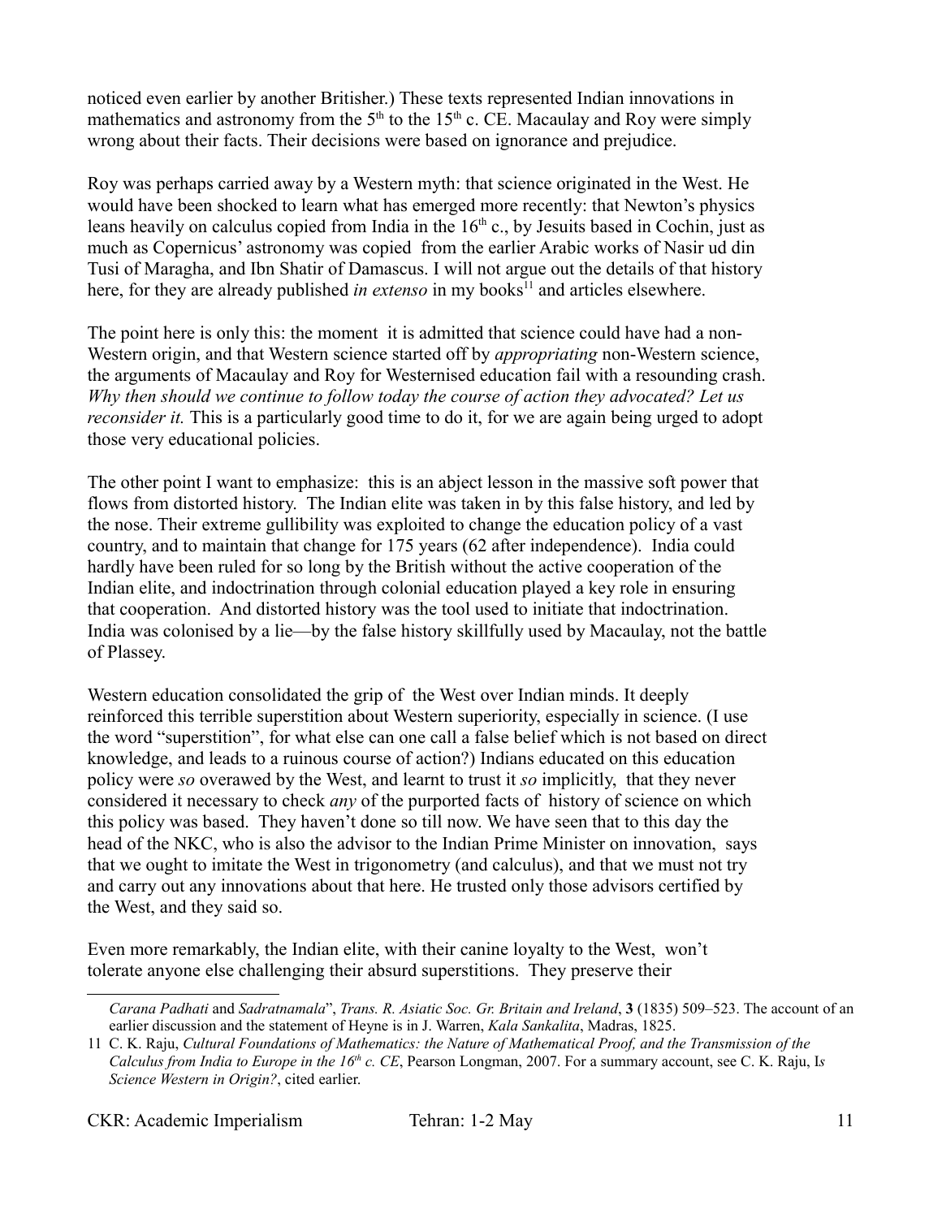noticed even earlier by another Britisher.) These texts represented Indian innovations in mathematics and astronomy from the 5th to the 15th c. CE. Macaulay and Roy were simply wrong about their facts. Their decisions were based on ignorance and prejudice.

Roy was perhaps carried away by a Western myth: that science originated in the West. He would have been shocked to learn what has emerged more recently: that Newton's physics leans heavily on calculus copied from India in the 16th c., by Jesuits based in Cochin, just as much as Copernicus' astronomy was copied from the earlier Arabic works of Nasir ud din Tusi of Maragha, and Ibn Shatir of Damascus. I will not argue out the details of that history here, for they are already published *in extenso* in my books[11] and articles elsewhere.

The point here is only this: the moment it is admitted that science could have had a non-Western origin, and that Western science started off by *appropriating* non-Western science, the arguments of Macaulay and Roy for Westernised education fail with a resounding crash. *Why then should we continue to follow today the course of action they advocated? Let us reconsider it.* This is a particularly good time to do it, for we are again being urged to adopt those very educational policies.

The other point I want to emphasize: this is an abject lesson in the massive soft power that flows from distorted history. The Indian elite was taken in by this false history, and led by the nose. Their extreme gullibility was exploited to change the education policy of a vast country, and to maintain that change for 175 years (62 after independence). India could hardly have been ruled for so long by the British without the active cooperation of the Indian elite, and indoctrination through colonial education played a key role in ensuring that cooperation. And distorted history was the tool used to initiate that indoctrination. India was colonised by a lie—by the false history skillfully used by Macaulay, not the battle of Plassey.

Western education consolidated the grip of the West over Indian minds. It deeply reinforced this terrible superstition about Western superiority, especially in science. (I use the word "superstition", for what else can one call a false belief which is not based on direct knowledge, and leads to a ruinous course of action?) Indians educated on this education policy were *so* overawed by the West, and learnt to trust it *so* implicitly, that they never considered it necessary to check *any* of the purported facts of history of science on which this policy was based. They haven't done so till now. We have seen that to this day the head of the NKC, who is also the advisor to the Indian Prime Minister on innovation, says that we ought to imitate the West in trigonometry (and calculus), and that we must not try and carry out any innovations about that here. He trusted only those advisors certified by the West, and they said so.

Even more remarkably, the Indian elite, with their canine loyalty to the West, won't tolerate anyone else challenging their absurd superstitions. They preserve their

---

*Carana Padhati* and *Sadratnamala*", *Trans. R. Asiatic Soc. Gr. Britain and Ireland*, **3** (1835) 509–523. The account of an earlier discussion and the statement of Heyne is in J. Warren, *Kala Sankalita*, Madras, 1825.

11 C. K. Raju, *Cultural Foundations of Mathematics: the Nature of Mathematical Proof, and the Transmission of the Calculus from India to Europe in the 16th c. CE*, Pearson Longman, 2007. For a summary account, see C. K. Raju, *Is Science Western in Origin?*, cited earlier.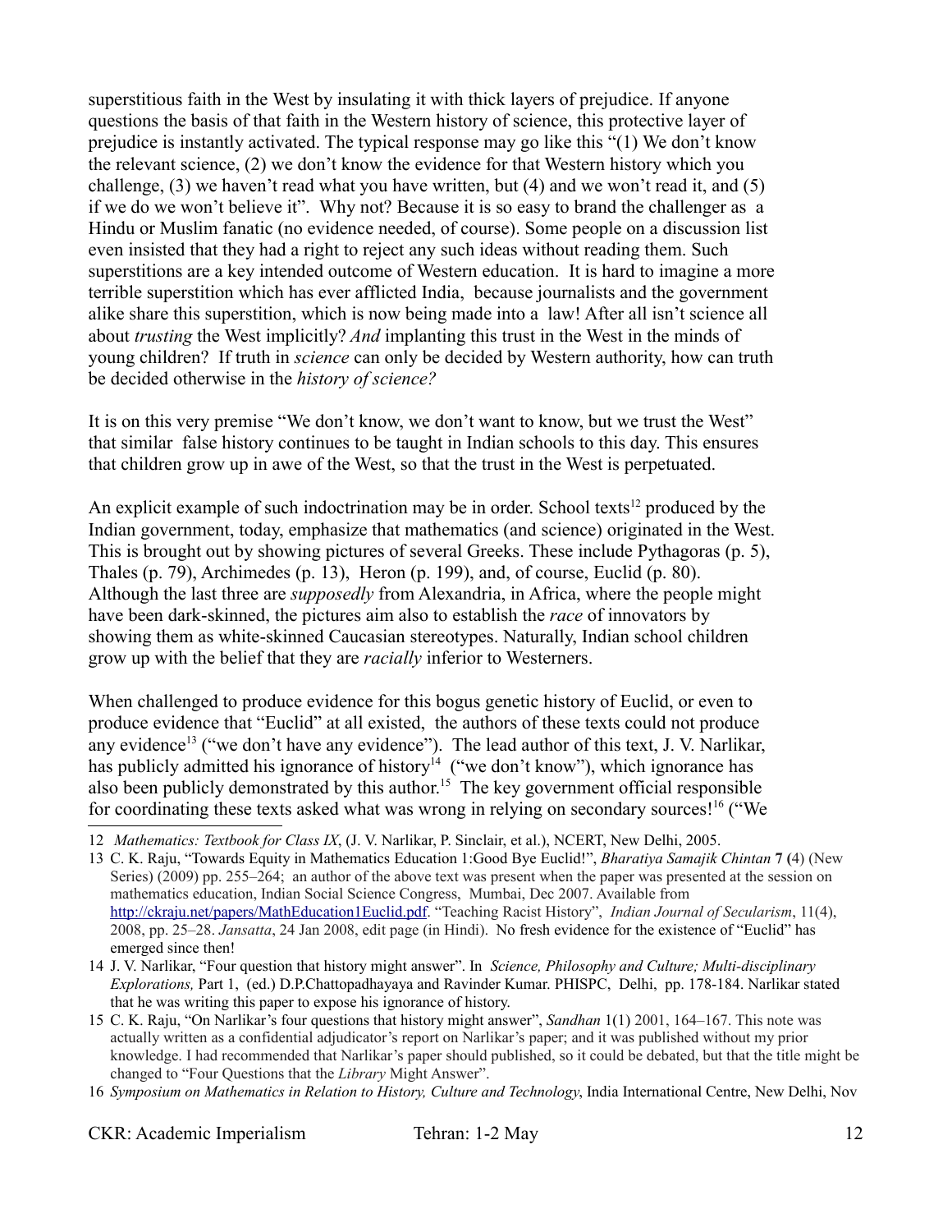superstitious faith in the West by insulating it with thick layers of prejudice. If anyone questions the basis of that faith in the Western history of science, this protective layer of prejudice is instantly activated. The typical response may go like this "(1) We don't know the relevant science, (2) we don't know the evidence for that Western history which you challenge, (3) we haven't read what you have written, but (4) and we won't read it, and (5) if we do we won't believe it". Why not? Because it is so easy to brand the challenger as a Hindu or Muslim fanatic (no evidence needed, of course). Some people on a discussion list even insisted that they had a right to reject any such ideas without reading them. Such superstitions are a key intended outcome of Western education. It is hard to imagine a more terrible superstition which has ever afflicted India, because journalists and the government alike share this superstition, which is now being made into a law! After all isn't science all about *trusting* the West implicitly? *And* implanting this trust in the West in the minds of young children? If truth in *science* can only be decided by Western authority, how can truth be decided otherwise in the *history of science?*

It is on this very premise "We don't know, we don't want to know, but we trust the West" that similar false history continues to be taught in Indian schools to this day. This ensures that children grow up in awe of the West, so that the trust in the West is perpetuated.

An explicit example of such indoctrination may be in order. School texts[12] produced by the Indian government, today, emphasize that mathematics (and science) originated in the West. This is brought out by showing pictures of several Greeks. These include Pythagoras (p. 5), Thales (p. 79), Archimedes (p. 13), Heron (p. 199), and, of course, Euclid (p. 80). Although the last three are *supposedly* from Alexandria, in Africa, where the people might have been dark-skinned, the pictures aim also to establish the *race* of innovators by showing them as white-skinned Caucasian stereotypes. Naturally, Indian school children grow up with the belief that they are *racially* inferior to Westerners.

When challenged to produce evidence for this bogus genetic history of Euclid, or even to produce evidence that "Euclid" at all existed, the authors of these texts could not produce any evidence[13] ("we don't have any evidence"). The lead author of this text, J. V. Narlikar, has publicly admitted his ignorance of history[14] ("we don't know"), which ignorance has also been publicly demonstrated by this author.[15] The key government official responsible for coordinating these texts asked what was wrong in relying on secondary sources![16] ("We

---

12 *Mathematics: Textbook for Class IX*, (J. V. Narlikar, P. Sinclair, et al.), NCERT, New Delhi, 2005.

13 C. K. Raju, "Towards Equity in Mathematics Education 1:Good Bye Euclid!", *Bharatiya Samajik Chintan* **7** (4) (New Series) (2009) pp. 255–264; an author of the above text was present when the paper was presented at the session on mathematics education, Indian Social Science Congress, Mumbai, Dec 2007. Available from http://ckraju.net/papers/MathEducation1Euclid.pdf. "Teaching Racist History", *Indian Journal of Secularism*, 11(4), 2008, pp. 25–28. *Jansatta*, 24 Jan 2008, edit page (in Hindi). No fresh evidence for the existence of "Euclid" has emerged since then!

14 J. V. Narlikar, "Four question that history might answer". In *Science, Philosophy and Culture; Multi-disciplinary Explorations,* Part 1, (ed.) D.P.Chattopadhayaya and Ravinder Kumar. PHISPC, Delhi, pp. 178-184. Narlikar stated that he was writing this paper to expose his ignorance of history.

15 C. K. Raju, "On Narlikar's four questions that history might answer", *Sandhan* 1(1) 2001, 164–167. This note was actually written as a confidential adjudicator's report on Narlikar's paper; and it was published without my prior knowledge. I had recommended that Narlikar's paper should published, so it could be debated, but that the title might be changed to "Four Questions that the *Library* Might Answer".

16 *Symposium on Mathematics in Relation to History, Culture and Technology*, India International Centre, New Delhi, Nov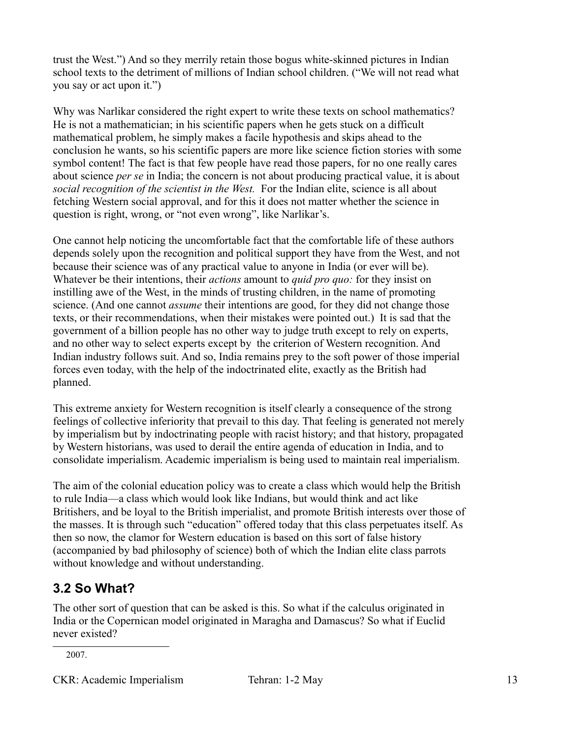trust the West.") And so they merrily retain those bogus white-skinned pictures in Indian school texts to the detriment of millions of Indian school children. ("We will not read what you say or act upon it.")

Why was Narlikar considered the right expert to write these texts on school mathematics? He is not a mathematician; in his scientific papers when he gets stuck on a difficult mathematical problem, he simply makes a facile hypothesis and skips ahead to the conclusion he wants, so his scientific papers are more like science fiction stories with some symbol content! The fact is that few people have read those papers, for no one really cares about science *per se* in India; the concern is not about producing practical value, it is about *social recognition of the scientist in the West.* For the Indian elite, science is all about fetching Western social approval, and for this it does not matter whether the science in question is right, wrong, or "not even wrong", like Narlikar's.

One cannot help noticing the uncomfortable fact that the comfortable life of these authors depends solely upon the recognition and political support they have from the West, and not because their science was of any practical value to anyone in India (or ever will be). Whatever be their intentions, their *actions* amount to *quid pro quo:* for they insist on instilling awe of the West, in the minds of trusting children, in the name of promoting science. (And one cannot *assume* their intentions are good, for they did not change those texts, or their recommendations, when their mistakes were pointed out.) It is sad that the government of a billion people has no other way to judge truth except to rely on experts, and no other way to select experts except by the criterion of Western recognition. And Indian industry follows suit. And so, India remains prey to the soft power of those imperial forces even today, with the help of the indoctrinated elite, exactly as the British had planned.

This extreme anxiety for Western recognition is itself clearly a consequence of the strong feelings of collective inferiority that prevail to this day. That feeling is generated not merely by imperialism but by indoctrinating people with racist history; and that history, propagated by Western historians, was used to derail the entire agenda of education in India, and to consolidate imperialism. Academic imperialism is being used to maintain real imperialism.

The aim of the colonial education policy was to create a class which would help the British to rule India—a class which would look like Indians, but would think and act like Britishers, and be loyal to the British imperialist, and promote British interests over those of the masses. It is through such "education" offered today that this class perpetuates itself. As then so now, the clamor for Western education is based on this sort of false history (accompanied by bad philosophy of science) both of which the Indian elite class parrots without knowledge and without understanding.

## 3.2 So What?

The other sort of question that can be asked is this. So what if the calculus originated in India or the Copernican model originated in Maragha and Damascus? So what if Euclid never existed?

---

2007.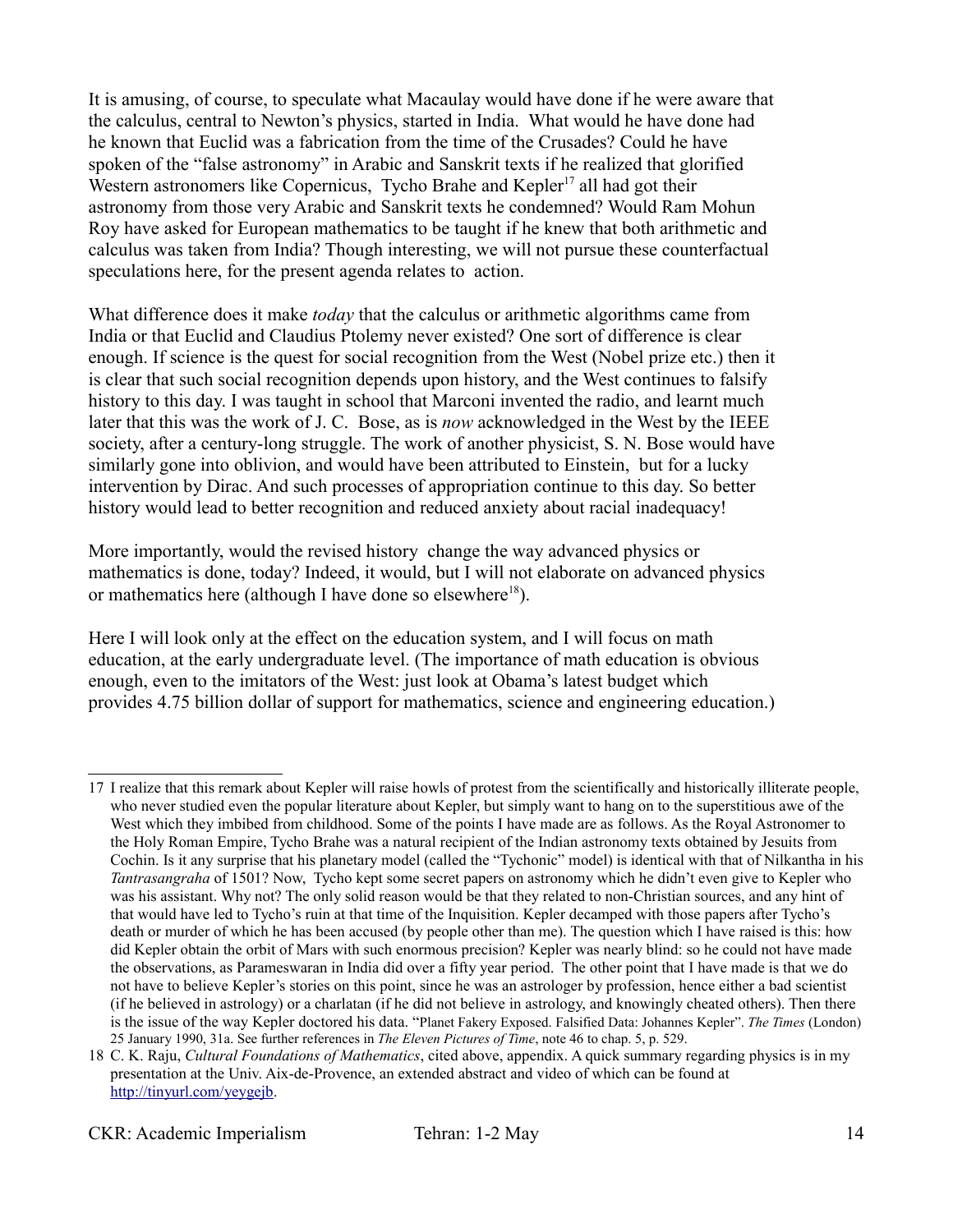It is amusing, of course, to speculate what Macaulay would have done if he were aware that the calculus, central to Newton's physics, started in India. What would he have done had he known that Euclid was a fabrication from the time of the Crusades? Could he have spoken of the "false astronomy" in Arabic and Sanskrit texts if he realized that glorified Western astronomers like Copernicus, Tycho Brahe and Kepler[17] all had got their astronomy from those very Arabic and Sanskrit texts he condemned? Would Ram Mohun Roy have asked for European mathematics to be taught if he knew that both arithmetic and calculus was taken from India? Though interesting, we will not pursue these counterfactual speculations here, for the present agenda relates to action.

What difference does it make *today* that the calculus or arithmetic algorithms came from India or that Euclid and Claudius Ptolemy never existed? One sort of difference is clear enough. If science is the quest for social recognition from the West (Nobel prize etc.) then it is clear that such social recognition depends upon history, and the West continues to falsify history to this day. I was taught in school that Marconi invented the radio, and learnt much later that this was the work of J. C. Bose, as is *now* acknowledged in the West by the IEEE society, after a century-long struggle. The work of another physicist, S. N. Bose would have similarly gone into oblivion, and would have been attributed to Einstein, but for a lucky intervention by Dirac. And such processes of appropriation continue to this day. So better history would lead to better recognition and reduced anxiety about racial inadequacy!

More importantly, would the revised history change the way advanced physics or mathematics is done, today? Indeed, it would, but I will not elaborate on advanced physics or mathematics here (although I have done so elsewhere[18]).

Here I will look only at the effect on the education system, and I will focus on math education, at the early undergraduate level. (The importance of math education is obvious enough, even to the imitators of the West: just look at Obama's latest budget which provides 4.75 billion dollar of support for mathematics, science and engineering education.)

---

17 I realize that this remark about Kepler will raise howls of protest from the scientifically and historically illiterate people, who never studied even the popular literature about Kepler, but simply want to hang on to the superstitious awe of the West which they imbibed from childhood. Some of the points I have made are as follows. As the Royal Astronomer to the Holy Roman Empire, Tycho Brahe was a natural recipient of the Indian astronomy texts obtained by Jesuits from Cochin. Is it any surprise that his planetary model (called the "Tychonic" model) is identical with that of Nilkantha in his *Tantrasangraha* of 1501? Now, Tycho kept some secret papers on astronomy which he didn't even give to Kepler who was his assistant. Why not? The only solid reason would be that they related to non-Christian sources, and any hint of that would have led to Tycho's ruin at that time of the Inquisition. Kepler decamped with those papers after Tycho's death or murder of which he has been accused (by people other than me). The question which I have raised is this: how did Kepler obtain the orbit of Mars with such enormous precision? Kepler was nearly blind: so he could not have made the observations, as Parameswaran in India did over a fifty year period. The other point that I have made is that we do not have to believe Kepler's stories on this point, since he was an astrologer by profession, hence either a bad scientist (if he believed in astrology) or a charlatan (if he did not believe in astrology, and knowingly cheated others). Then there is the issue of the way Kepler doctored his data. "Planet Fakery Exposed. Falsified Data: Johannes Kepler". *The Times* (London) 25 January 1990, 31a. See further references in *The Eleven Pictures of Time*, note 46 to chap. 5, p. 529.

18 C. K. Raju, *Cultural Foundations of Mathematics*, cited above, appendix. A quick summary regarding physics is in my presentation at the Univ. Aix-de-Provence, an extended abstract and video of which can be found at http://tinyurl.com/yeygejb.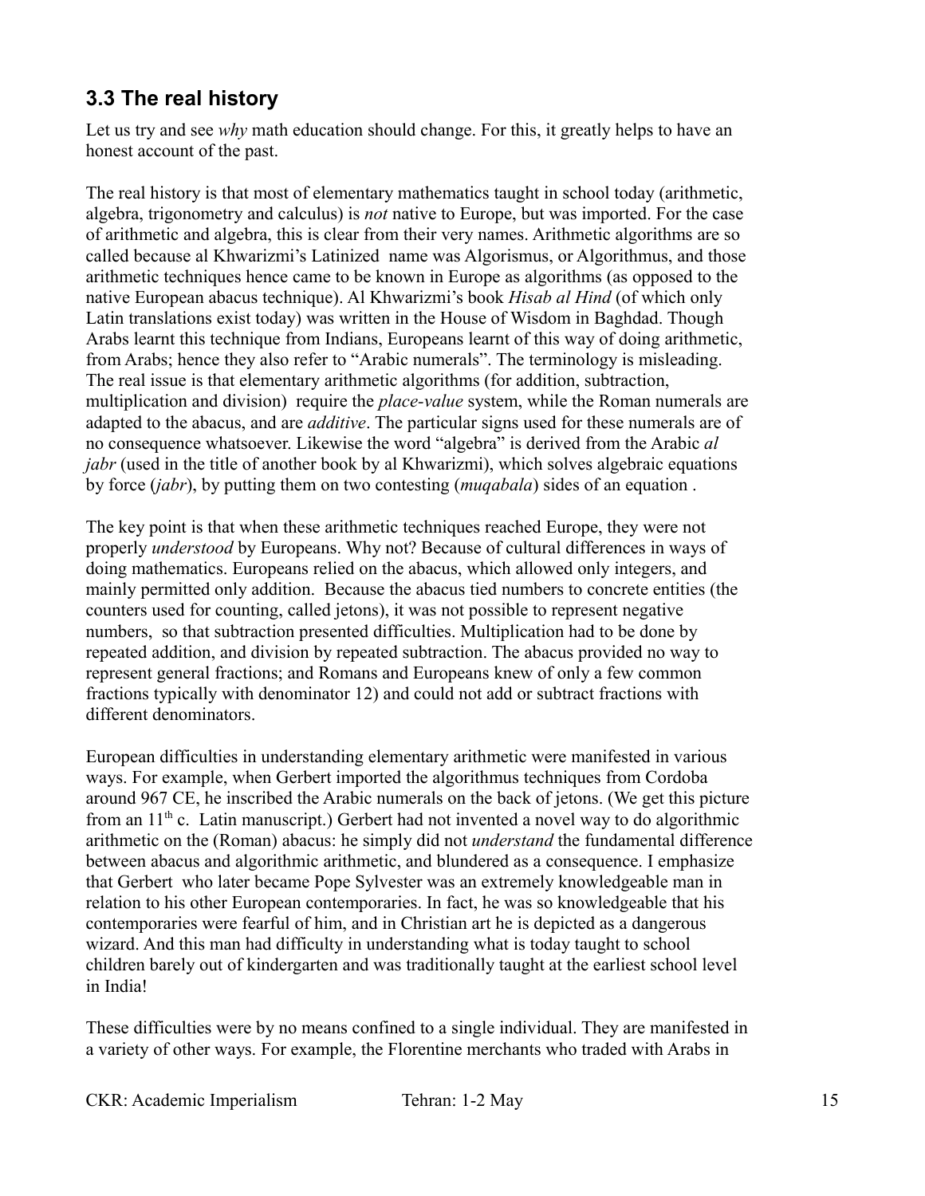## 3.3 The real history

Let us try and see *why* math education should change. For this, it greatly helps to have an honest account of the past.

The real history is that most of elementary mathematics taught in school today (arithmetic, algebra, trigonometry and calculus) is *not* native to Europe, but was imported. For the case of arithmetic and algebra, this is clear from their very names. Arithmetic algorithms are so called because al Khwarizmi's Latinized name was Algorismus, or Algorithmus, and those arithmetic techniques hence came to be known in Europe as algorithms (as opposed to the native European abacus technique). Al Khwarizmi's book *Hisab al Hind* (of which only Latin translations exist today) was written in the House of Wisdom in Baghdad. Though Arabs learnt this technique from Indians, Europeans learnt of this way of doing arithmetic, from Arabs; hence they also refer to "Arabic numerals". The terminology is misleading. The real issue is that elementary arithmetic algorithms (for addition, subtraction, multiplication and division) require the *place-value* system, while the Roman numerals are adapted to the abacus, and are *additive*. The particular signs used for these numerals are of no consequence whatsoever. Likewise the word "algebra" is derived from the Arabic *al jabr* (used in the title of another book by al Khwarizmi), which solves algebraic equations by force (*jabr*), by putting them on two contesting (*muqabala*) sides of an equation .

The key point is that when these arithmetic techniques reached Europe, they were not properly *understood* by Europeans. Why not? Because of cultural differences in ways of doing mathematics. Europeans relied on the abacus, which allowed only integers, and mainly permitted only addition. Because the abacus tied numbers to concrete entities (the counters used for counting, called jetons), it was not possible to represent negative numbers, so that subtraction presented difficulties. Multiplication had to be done by repeated addition, and division by repeated subtraction. The abacus provided no way to represent general fractions; and Romans and Europeans knew of only a few common fractions typically with denominator 12) and could not add or subtract fractions with different denominators.

European difficulties in understanding elementary arithmetic were manifested in various ways. For example, when Gerbert imported the algorithmus techniques from Cordoba around 967 CE, he inscribed the Arabic numerals on the back of jetons. (We get this picture from an 11th c. Latin manuscript.) Gerbert had not invented a novel way to do algorithmic arithmetic on the (Roman) abacus: he simply did not *understand* the fundamental difference between abacus and algorithmic arithmetic, and blundered as a consequence. I emphasize that Gerbert who later became Pope Sylvester was an extremely knowledgeable man in relation to his other European contemporaries. In fact, he was so knowledgeable that his contemporaries were fearful of him, and in Christian art he is depicted as a dangerous wizard. And this man had difficulty in understanding what is today taught to school children barely out of kindergarten and was traditionally taught at the earliest school level in India!

These difficulties were by no means confined to a single individual. They are manifested in a variety of other ways. For example, the Florentine merchants who traded with Arabs in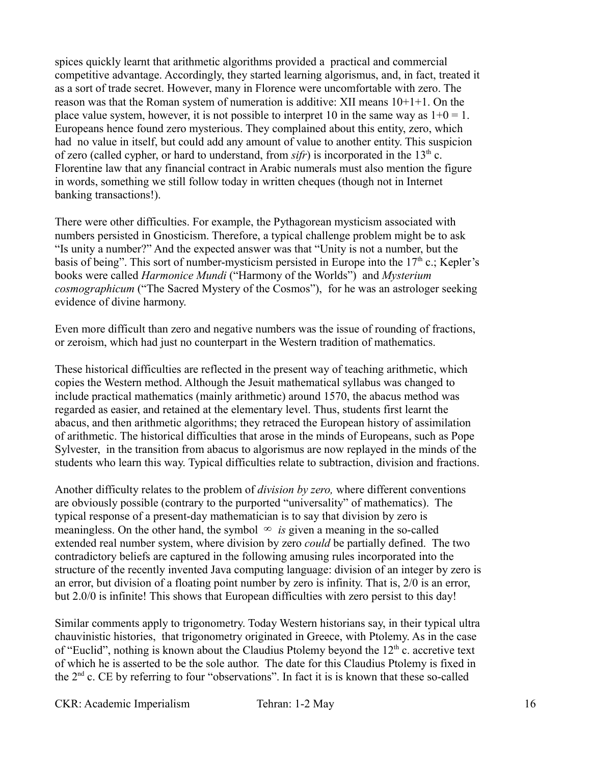spices quickly learnt that arithmetic algorithms provided a practical and commercial competitive advantage. Accordingly, they started learning algorismus, and, in fact, treated it as a sort of trade secret. However, many in Florence were uncomfortable with zero. The reason was that the Roman system of numeration is additive: XII means 10+1+1. On the place value system, however, it is not possible to interpret 10 in the same way as $1+0 = 1$. Europeans hence found zero mysterious. They complained about this entity, zero, which had no value in itself, but could add any amount of value to another entity. This suspicion of zero (called cypher, or hard to understand, from *sifr*) is incorporated in the 13th c. Florentine law that any financial contract in Arabic numerals must also mention the figure in words, something we still follow today in written cheques (though not in Internet banking transactions!).

There were other difficulties. For example, the Pythagorean mysticism associated with numbers persisted in Gnosticism. Therefore, a typical challenge problem might be to ask "Is unity a number?" And the expected answer was that "Unity is not a number, but the basis of being". This sort of number-mysticism persisted in Europe into the 17th c.; Kepler's books were called *Harmonice Mundi* ("Harmony of the Worlds") and *Mysterium cosmographicum* ("The Sacred Mystery of the Cosmos"), for he was an astrologer seeking evidence of divine harmony.

Even more difficult than zero and negative numbers was the issue of rounding of fractions, or zeroism, which had just no counterpart in the Western tradition of mathematics.

These historical difficulties are reflected in the present way of teaching arithmetic, which copies the Western method. Although the Jesuit mathematical syllabus was changed to include practical mathematics (mainly arithmetic) around 1570, the abacus method was regarded as easier, and retained at the elementary level. Thus, students first learnt the abacus, and then arithmetic algorithms; they retraced the European history of assimilation of arithmetic. The historical difficulties that arose in the minds of Europeans, such as Pope Sylvester, in the transition from abacus to algorismus are now replayed in the minds of the students who learn this way. Typical difficulties relate to subtraction, division and fractions.

Another difficulty relates to the problem of *division by zero,* where different conventions are obviously possible (contrary to the purported "universality" of mathematics). The typical response of a present-day mathematician is to say that division by zero is meaningless. On the other hand, the symbol $\infty$ *is* given a meaning in the so-called extended real number system, where division by zero *could* be partially defined. The two contradictory beliefs are captured in the following amusing rules incorporated into the structure of the recently invented Java computing language: division of an integer by zero is an error, but division of a floating point number by zero is infinity. That is, 2/0 is an error, but 2.0/0 is infinite! This shows that European difficulties with zero persist to this day!

Similar comments apply to trigonometry. Today Western historians say, in their typical ultra chauvinistic histories, that trigonometry originated in Greece, with Ptolemy. As in the case of "Euclid", nothing is known about the Claudius Ptolemy beyond the 12th c. accretive text of which he is asserted to be the sole author. The date for this Claudius Ptolemy is fixed in the 2nd c. CE by referring to four "observations". In fact it is is known that these so-called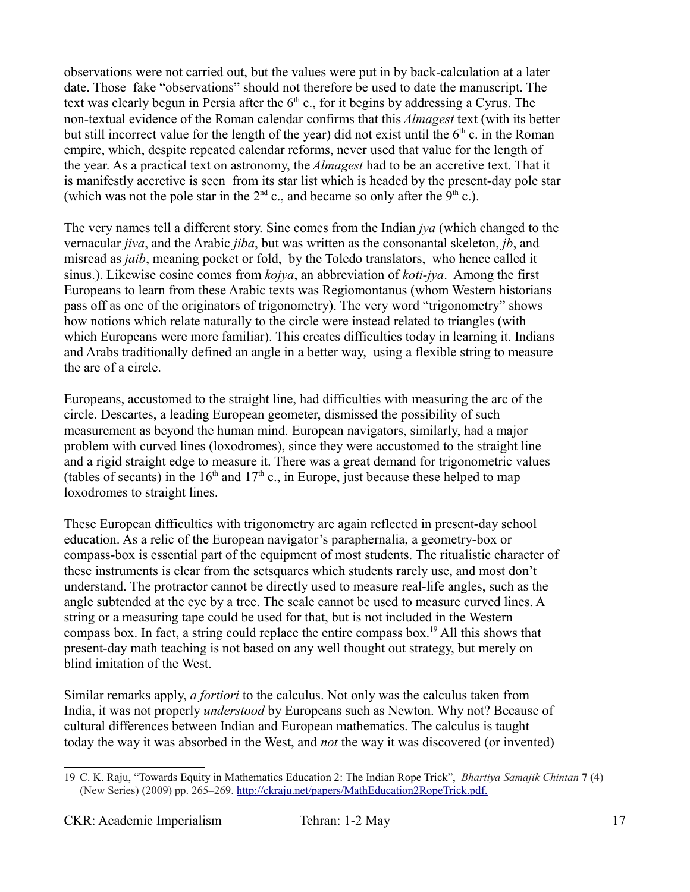observations were not carried out, but the values were put in by back-calculation at a later date. Those fake "observations" should not therefore be used to date the manuscript. The text was clearly begun in Persia after the 6th c., for it begins by addressing a Cyrus. The non-textual evidence of the Roman calendar confirms that this *Almagest* text (with its better but still incorrect value for the length of the year) did not exist until the 6th c. in the Roman empire, which, despite repeated calendar reforms, never used that value for the length of the year. As a practical text on astronomy, the *Almagest* had to be an accretive text. That it is manifestly accretive is seen from its star list which is headed by the present-day pole star (which was not the pole star in the 2nd c., and became so only after the 9th c.).

The very names tell a different story. Sine comes from the Indian *jya* (which changed to the vernacular *jiva*, and the Arabic *jiba*, but was written as the consonantal skeleton, *jb*, and misread as *jaib*, meaning pocket or fold, by the Toledo translators, who hence called it sinus.). Likewise cosine comes from *kojya*, an abbreviation of *koti-jya*. Among the first Europeans to learn from these Arabic texts was Regiomontanus (whom Western historians pass off as one of the originators of trigonometry). The very word "trigonometry" shows how notions which relate naturally to the circle were instead related to triangles (with which Europeans were more familiar). This creates difficulties today in learning it. Indians and Arabs traditionally defined an angle in a better way, using a flexible string to measure the arc of a circle.

Europeans, accustomed to the straight line, had difficulties with measuring the arc of the circle. Descartes, a leading European geometer, dismissed the possibility of such measurement as beyond the human mind. European navigators, similarly, had a major problem with curved lines (loxodromes), since they were accustomed to the straight line and a rigid straight edge to measure it. There was a great demand for trigonometric values (tables of secants) in the 16th and 17th c., in Europe, just because these helped to map loxodromes to straight lines.

These European difficulties with trigonometry are again reflected in present-day school education. As a relic of the European navigator's paraphernalia, a geometry-box or compass-box is essential part of the equipment of most students. The ritualistic character of these instruments is clear from the setsquares which students rarely use, and most don't understand. The protractor cannot be directly used to measure real-life angles, such as the angle subtended at the eye by a tree. The scale cannot be used to measure curved lines. A string or a measuring tape could be used for that, but is not included in the Western compass box. In fact, a string could replace the entire compass box.[19] All this shows that present-day math teaching is not based on any well thought out strategy, but merely on blind imitation of the West.

Similar remarks apply, *a fortiori* to the calculus. Not only was the calculus taken from India, it was not properly *understood* by Europeans such as Newton. Why not? Because of cultural differences between Indian and European mathematics. The calculus is taught today the way it was absorbed in the West, and *not* the way it was discovered (or invented)

---

19 C. K. Raju, "Towards Equity in Mathematics Education 2: The Indian Rope Trick", *Bhartiya Samajik Chintan* **7** (4) (New Series) (2009) pp. 265–269. http://ckraju.net/papers/MathEducation2RopeTrick.pdf.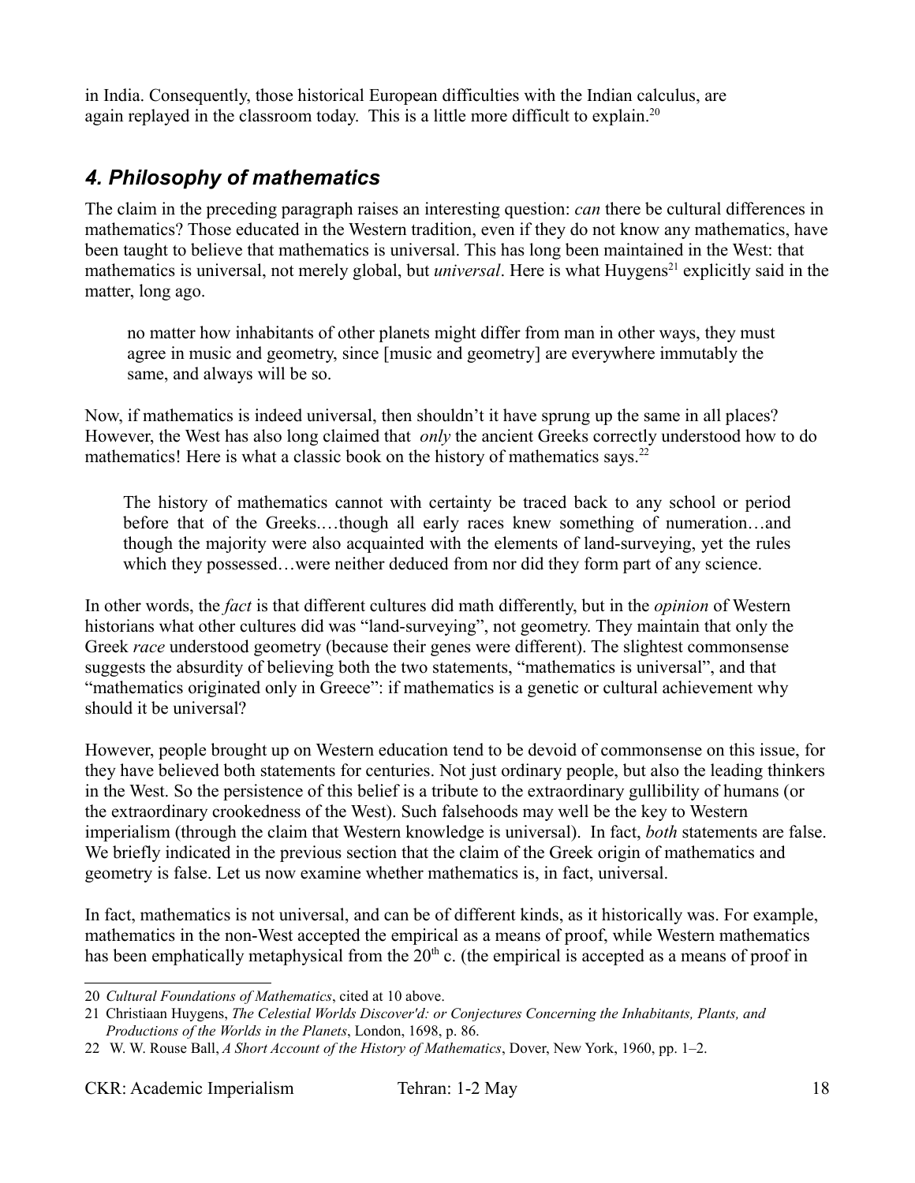in India. Consequently, those historical European difficulties with the Indian calculus, are again replayed in the classroom today. This is a little more difficult to explain.[20]

## *4. Philosophy of mathematics*

The claim in the preceding paragraph raises an interesting question: *can* there be cultural differences in mathematics? Those educated in the Western tradition, even if they do not know any mathematics, have been taught to believe that mathematics is universal. This has long been maintained in the West: that mathematics is universal, not merely global, but *universal*. Here is what Huygens[21] explicitly said in the matter, long ago.

> no matter how inhabitants of other planets might differ from man in other ways, they must agree in music and geometry, since [music and geometry] are everywhere immutably the same, and always will be so.

Now, if mathematics is indeed universal, then shouldn't it have sprung up the same in all places? However, the West has also long claimed that *only* the ancient Greeks correctly understood how to do mathematics! Here is what a classic book on the history of mathematics says.[22]

> The history of mathematics cannot with certainty be traced back to any school or period before that of the Greeks.…though all early races knew something of numeration…and though the majority were also acquainted with the elements of land-surveying, yet the rules which they possessed…were neither deduced from nor did they form part of any science.

In other words, the *fact* is that different cultures did math differently, but in the *opinion* of Western historians what other cultures did was "land-surveying", not geometry. They maintain that only the Greek *race* understood geometry (because their genes were different). The slightest commonsense suggests the absurdity of believing both the two statements, "mathematics is universal", and that "mathematics originated only in Greece": if mathematics is a genetic or cultural achievement why should it be universal?

However, people brought up on Western education tend to be devoid of commonsense on this issue, for they have believed both statements for centuries. Not just ordinary people, but also the leading thinkers in the West. So the persistence of this belief is a tribute to the extraordinary gullibility of humans (or the extraordinary crookedness of the West). Such falsehoods may well be the key to Western imperialism (through the claim that Western knowledge is universal). In fact, *both* statements are false. We briefly indicated in the previous section that the claim of the Greek origin of mathematics and geometry is false. Let us now examine whether mathematics is, in fact, universal.

In fact, mathematics is not universal, and can be of different kinds, as it historically was. For example, mathematics in the non-West accepted the empirical as a means of proof, while Western mathematics has been emphatically metaphysical from the 20th c. (the empirical is accepted as a means of proof in

---

20 *Cultural Foundations of Mathematics*, cited at 10 above.

21 Christiaan Huygens, *The Celestial Worlds Discover'd: or Conjectures Concerning the Inhabitants, Plants, and Productions of the Worlds in the Planets*, London, 1698, p. 86.

22 W. W. Rouse Ball, *A Short Account of the History of Mathematics*, Dover, New York, 1960, pp. 1–2.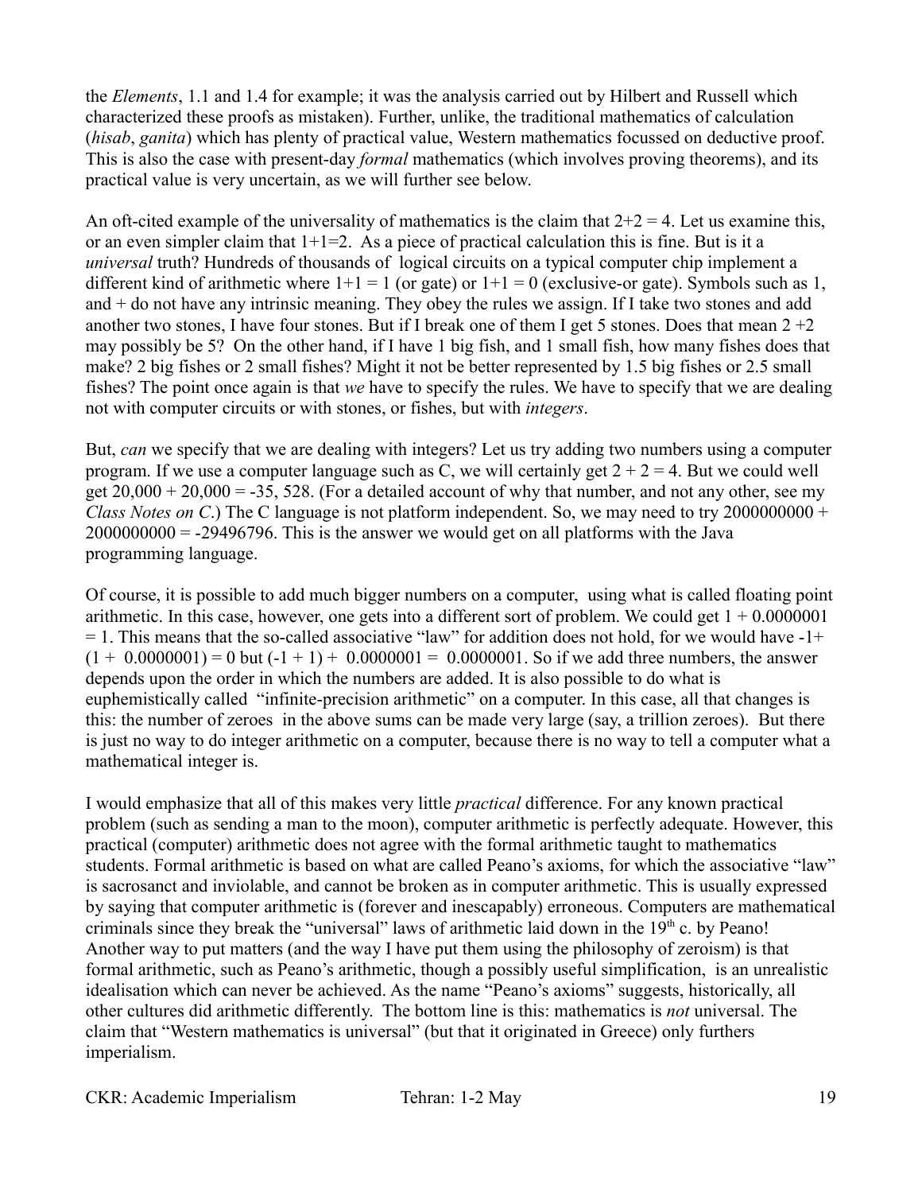the *Elements*, 1.1 and 1.4 for example; it was the analysis carried out by Hilbert and Russell which characterized these proofs as mistaken). Further, unlike, the traditional mathematics of calculation (*hisab*, *ganita*) which has plenty of practical value, Western mathematics focussed on deductive proof. This is also the case with present-day *formal* mathematics (which involves proving theorems), and its practical value is very uncertain, as we will further see below.

An oft-cited example of the universality of mathematics is the claim that $2+2 = 4$. Let us examine this, or an even simpler claim that $1+1=2$. As a piece of practical calculation this is fine. But is it a *universal* truth? Hundreds of thousands of logical circuits on a typical computer chip implement a different kind of arithmetic where $1+1 = 1$ (or gate) or $1+1 = 0$ (exclusive-or gate). Symbols such as 1, and + do not have any intrinsic meaning. They obey the rules we assign. If I take two stones and add another two stones, I have four stones. But if I break one of them I get 5 stones. Does that mean $2 +2$ may possibly be 5? On the other hand, if I have 1 big fish, and 1 small fish, how many fishes does that make? 2 big fishes or 2 small fishes? Might it not be better represented by 1.5 big fishes or 2.5 small fishes? The point once again is that *we* have to specify the rules. We have to specify that we are dealing not with computer circuits or with stones, or fishes, but with *integers*.

But, *can* we specify that we are dealing with integers? Let us try adding two numbers using a computer program. If we use a computer language such as C, we will certainly get $2 + 2 = 4$. But we could well get $20,000 + 20,000 = -35, 528$. (For a detailed account of why that number, and not any other, see my *Class Notes on C*.) The C language is not platform independent. So, we may need to try $2000000000 + 2000000000 = -29496796$. This is the answer we would get on all platforms with the Java programming language.

Of course, it is possible to add much bigger numbers on a computer, using what is called floating point arithmetic. In this case, however, one gets into a different sort of problem. We could get $1 + 0.0000001 = 1$. This means that the so-called associative "law" for addition does not hold, for we would have $-1+ (1 + 0.0000001) = 0$ but $(-1 + 1) + 0.0000001 = 0.0000001$. So if we add three numbers, the answer depends upon the order in which the numbers are added. It is also possible to do what is euphemistically called "infinite-precision arithmetic" on a computer. In this case, all that changes is this: the number of zeroes in the above sums can be made very large (say, a trillion zeroes). But there is just no way to do integer arithmetic on a computer, because there is no way to tell a computer what a mathematical integer is.

I would emphasize that all of this makes very little *practical* difference. For any known practical problem (such as sending a man to the moon), computer arithmetic is perfectly adequate. However, this practical (computer) arithmetic does not agree with the formal arithmetic taught to mathematics students. Formal arithmetic is based on what are called Peano's axioms, for which the associative "law" is sacrosanct and inviolable, and cannot be broken as in computer arithmetic. This is usually expressed by saying that computer arithmetic is (forever and inescapably) erroneous. Computers are mathematical criminals since they break the "universal" laws of arithmetic laid down in the 19th c. by Peano! Another way to put matters (and the way I have put them using the philosophy of zeroism) is that formal arithmetic, such as Peano's arithmetic, though a possibly useful simplification, is an unrealistic idealisation which can never be achieved. As the name "Peano's axioms" suggests, historically, all other cultures did arithmetic differently. The bottom line is this: mathematics is *not* universal. The claim that "Western mathematics is universal" (but that it originated in Greece) only furthers imperialism.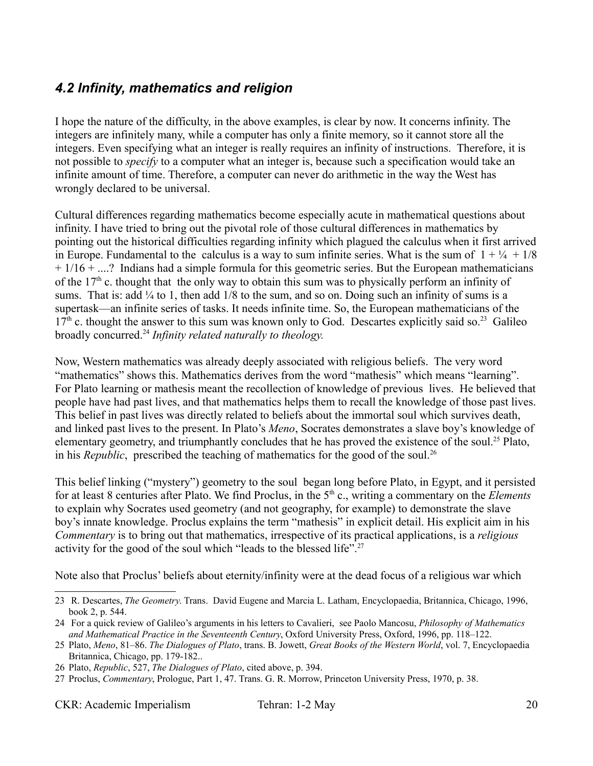## *4.2 Infinity, mathematics and religion*

I hope the nature of the difficulty, in the above examples, is clear by now. It concerns infinity. The integers are infinitely many, while a computer has only a finite memory, so it cannot store all the integers. Even specifying what an integer is really requires an infinity of instructions. Therefore, it is not possible to *specify* to a computer what an integer is, because such a specification would take an infinite amount of time. Therefore, a computer can never do arithmetic in the way the West has wrongly declared to be universal.

Cultural differences regarding mathematics become especially acute in mathematical questions about infinity. I have tried to bring out the pivotal role of those cultural differences in mathematics by pointing out the historical difficulties regarding infinity which plagued the calculus when it first arrived in Europe. Fundamental to the calculus is a way to sum infinite series. What is the sum of $1 + 1/4 + 1/8 + 1/16 + ....$? Indians had a simple formula for this geometric series. But the European mathematicians of the 17th c. thought that the only way to obtain this sum was to physically perform an infinity of sums. That is: add ¼ to 1, then add 1/8 to the sum, and so on. Doing such an infinity of sums is a supertask—an infinite series of tasks. It needs infinite time. So, the European mathematicians of the 17th c. thought the answer to this sum was known only to God. Descartes explicitly said so.[23] Galileo broadly concurred.[24] *Infinity related naturally to theology.*

Now, Western mathematics was already deeply associated with religious beliefs. The very word "mathematics" shows this. Mathematics derives from the word "mathesis" which means "learning". For Plato learning or mathesis meant the recollection of knowledge of previous lives. He believed that people have had past lives, and that mathematics helps them to recall the knowledge of those past lives. This belief in past lives was directly related to beliefs about the immortal soul which survives death, and linked past lives to the present. In Plato's *Meno*, Socrates demonstrates a slave boy's knowledge of elementary geometry, and triumphantly concludes that he has proved the existence of the soul.[25] Plato, in his *Republic*, prescribed the teaching of mathematics for the good of the soul.[26]

This belief linking ("mystery") geometry to the soul began long before Plato, in Egypt, and it persisted for at least 8 centuries after Plato. We find Proclus, in the 5th c., writing a commentary on the *Elements* to explain why Socrates used geometry (and not geography, for example) to demonstrate the slave boy's innate knowledge. Proclus explains the term "mathesis" in explicit detail. His explicit aim in his *Commentary* is to bring out that mathematics, irrespective of its practical applications, is a *religious* activity for the good of the soul which "leads to the blessed life".[27]

Note also that Proclus' beliefs about eternity/infinity were at the dead focus of a religious war which

---

23 R. Descartes, *The Geometry*. Trans. David Eugene and Marcia L. Latham, Encyclopaedia, Britannica, Chicago, 1996, book 2, p. 544.

24 For a quick review of Galileo's arguments in his letters to Cavalieri, see Paolo Mancosu, *Philosophy of Mathematics and Mathematical Practice in the Seventeenth Century*, Oxford University Press, Oxford, 1996, pp. 118–122.

25 Plato, *Meno*, 81–86. *The Dialogues of Plato*, trans. B. Jowett, *Great Books of the Western World*, vol. 7, Encyclopaedia Britannica, Chicago, pp. 179-182..

26 Plato, *Republic*, 527, *The Dialogues of Plato*, cited above, p. 394.

27 Proclus, *Commentary*, Prologue, Part 1, 47. Trans. G. R. Morrow, Princeton University Press, 1970, p. 38.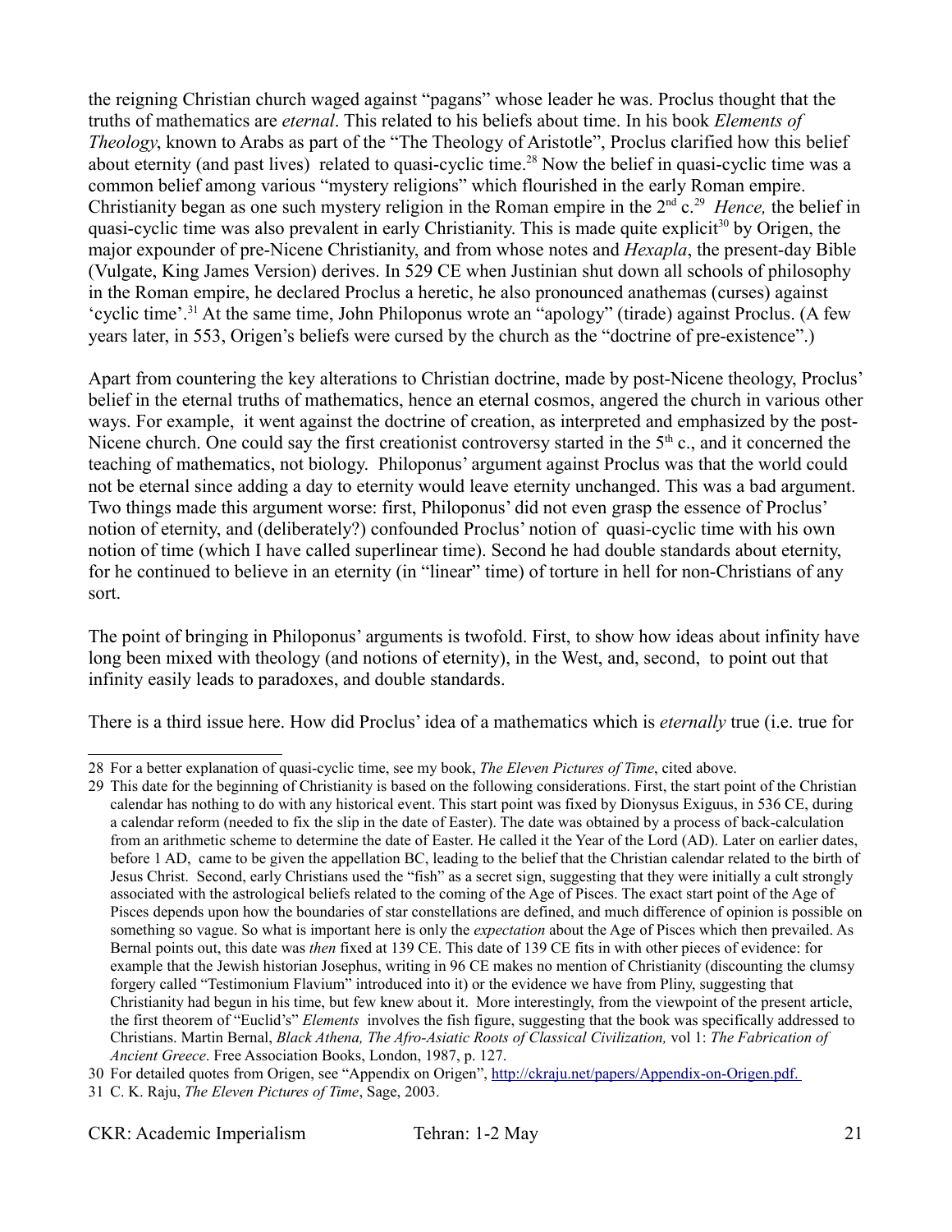the reigning Christian church waged against "pagans" whose leader he was. Proclus thought that the truths of mathematics are *eternal*. This related to his beliefs about time. In his book *Elements of Theology*, known to Arabs as part of the "The Theology of Aristotle", Proclus clarified how this belief about eternity (and past lives) related to quasi-cyclic time.[28] Now the belief in quasi-cyclic time was a common belief among various "mystery religions" which flourished in the early Roman empire. Christianity began as one such mystery religion in the Roman empire in the 2nd c.[29] *Hence,* the belief in quasi-cyclic time was also prevalent in early Christianity. This is made quite explicit[30] by Origen, the major expounder of pre-Nicene Christianity, and from whose notes and *Hexapla*, the present-day Bible (Vulgate, King James Version) derives. In 529 CE when Justinian shut down all schools of philosophy in the Roman empire, he declared Proclus a heretic, he also pronounced anathemas (curses) against 'cyclic time'.[31] At the same time, John Philoponus wrote an "apology" (tirade) against Proclus. (A few years later, in 553, Origen's beliefs were cursed by the church as the "doctrine of pre-existence".)

Apart from countering the key alterations to Christian doctrine, made by post-Nicene theology, Proclus' belief in the eternal truths of mathematics, hence an eternal cosmos, angered the church in various other ways. For example, it went against the doctrine of creation, as interpreted and emphasized by the post-Nicene church. One could say the first creationist controversy started in the 5th c., and it concerned the teaching of mathematics, not biology. Philoponus' argument against Proclus was that the world could not be eternal since adding a day to eternity would leave eternity unchanged. This was a bad argument. Two things made this argument worse: first, Philoponus' did not even grasp the essence of Proclus' notion of eternity, and (deliberately?) confounded Proclus' notion of quasi-cyclic time with his own notion of time (which I have called superlinear time). Second he had double standards about eternity, for he continued to believe in an eternity (in "linear" time) of torture in hell for non-Christians of any sort.

The point of bringing in Philoponus' arguments is twofold. First, to show how ideas about infinity have long been mixed with theology (and notions of eternity), in the West, and, second, to point out that infinity easily leads to paradoxes, and double standards.

There is a third issue here. How did Proclus' idea of a mathematics which is *eternally* true (i.e. true for

---

28 For a better explanation of quasi-cyclic time, see my book, *The Eleven Pictures of Time*, cited above.

29 This date for the beginning of Christianity is based on the following considerations. First, the start point of the Christian calendar has nothing to do with any historical event. This start point was fixed by Dionysus Exiguus, in 536 CE, during a calendar reform (needed to fix the slip in the date of Easter). The date was obtained by a process of back-calculation from an arithmetic scheme to determine the date of Easter. He called it the Year of the Lord (AD). Later on earlier dates, before 1 AD, came to be given the appellation BC, leading to the belief that the Christian calendar related to the birth of Jesus Christ. Second, early Christians used the "fish" as a secret sign, suggesting that they were initially a cult strongly associated with the astrological beliefs related to the coming of the Age of Pisces. The exact start point of the Age of Pisces depends upon how the boundaries of star constellations are defined, and much difference of opinion is possible on something so vague. So what is important here is only the *expectation* about the Age of Pisces which then prevailed. As Bernal points out, this date was *then* fixed at 139 CE. This date of 139 CE fits in with other pieces of evidence: for example that the Jewish historian Josephus, writing in 96 CE makes no mention of Christianity (discounting the clumsy forgery called "Testimonium Flavium" introduced into it) or the evidence we have from Pliny, suggesting that Christianity had begun in his time, but few knew about it. More interestingly, from the viewpoint of the present article, the first theorem of "Euclid's" *Elements* involves the fish figure, suggesting that the book was specifically addressed to Christians. Martin Bernal, *Black Athena, The Afro-Asiatic Roots of Classical Civilization,* vol 1: *The Fabrication of Ancient Greece*. Free Association Books, London, 1987, p. 127.

30 For detailed quotes from Origen, see "Appendix on Origen", http://ckraju.net/papers/Appendix-on-Origen.pdf.

31 C. K. Raju, *The Eleven Pictures of Time*, Sage, 2003.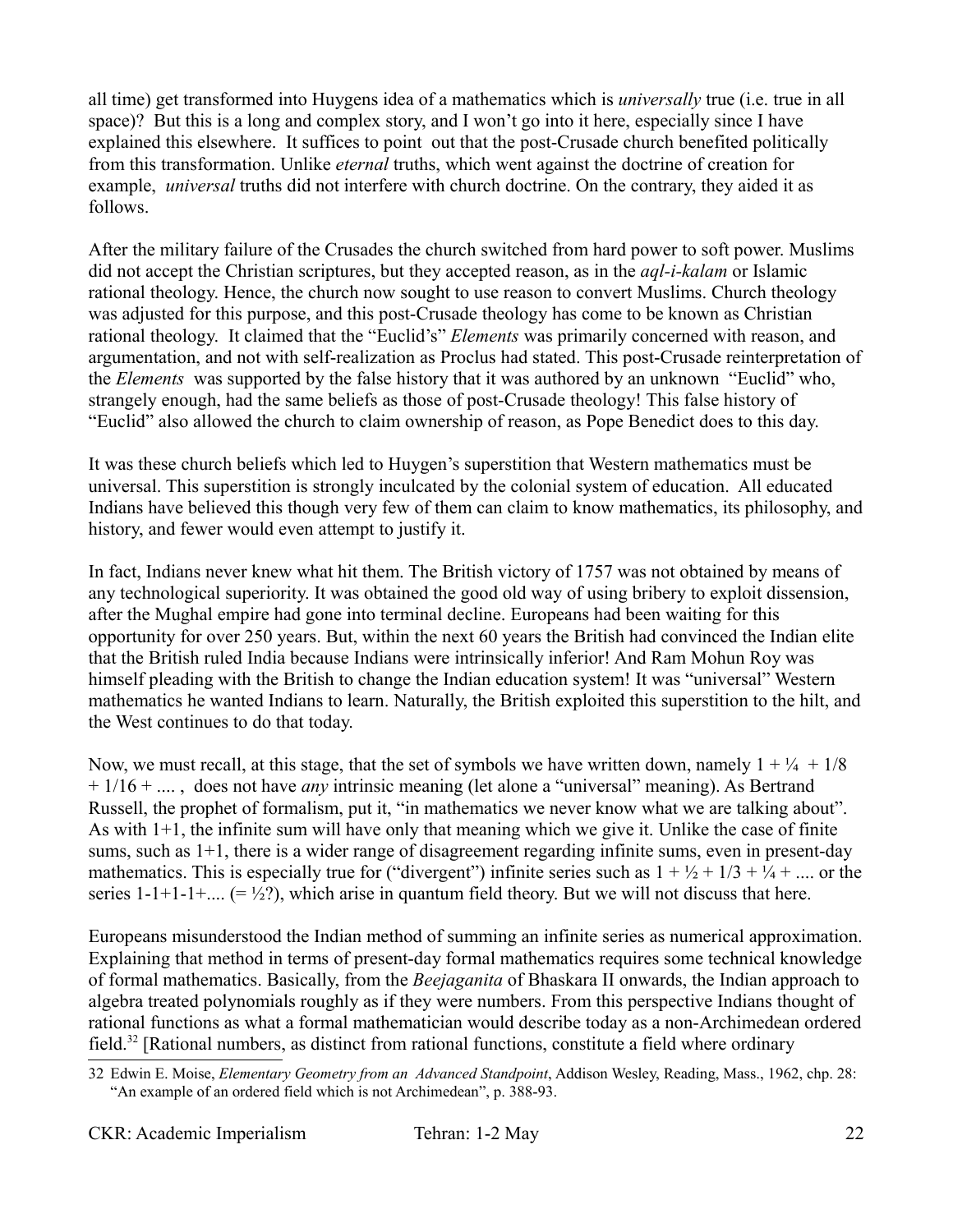all time) get transformed into Huygens idea of a mathematics which is *universally* true (i.e. true in all space)? But this is a long and complex story, and I won't go into it here, especially since I have explained this elsewhere. It suffices to point out that the post-Crusade church benefited politically from this transformation. Unlike *eternal* truths, which went against the doctrine of creation for example, *universal* truths did not interfere with church doctrine. On the contrary, they aided it as follows.

After the military failure of the Crusades the church switched from hard power to soft power. Muslims did not accept the Christian scriptures, but they accepted reason, as in the *aql-i-kalam* or Islamic rational theology. Hence, the church now sought to use reason to convert Muslims. Church theology was adjusted for this purpose, and this post-Crusade theology has come to be known as Christian rational theology. It claimed that the "Euclid's" *Elements* was primarily concerned with reason, and argumentation, and not with self-realization as Proclus had stated. This post-Crusade reinterpretation of the *Elements* was supported by the false history that it was authored by an unknown "Euclid" who, strangely enough, had the same beliefs as those of post-Crusade theology! This false history of "Euclid" also allowed the church to claim ownership of reason, as Pope Benedict does to this day.

It was these church beliefs which led to Huygen's superstition that Western mathematics must be universal. This superstition is strongly inculcated by the colonial system of education. All educated Indians have believed this though very few of them can claim to know mathematics, its philosophy, and history, and fewer would even attempt to justify it.

In fact, Indians never knew what hit them. The British victory of 1757 was not obtained by means of any technological superiority. It was obtained the good old way of using bribery to exploit dissension, after the Mughal empire had gone into terminal decline. Europeans had been waiting for this opportunity for over 250 years. But, within the next 60 years the British had convinced the Indian elite that the British ruled India because Indians were intrinsically inferior! And Ram Mohun Roy was himself pleading with the British to change the Indian education system! It was "universal" Western mathematics he wanted Indians to learn. Naturally, the British exploited this superstition to the hilt, and the West continues to do that today.

Now, we must recall, at this stage, that the set of symbols we have written down, namely $1 + \frac{1}{4} + 1/8 + 1/16 + \ldots$, does not have *any* intrinsic meaning (let alone a "universal" meaning). As Bertrand Russell, the prophet of formalism, put it, "in mathematics we never know what we are talking about". As with 1+1, the infinite sum will have only that meaning which we give it. Unlike the case of finite sums, such as 1+1, there is a wider range of disagreement regarding infinite sums, even in present-day mathematics. This is especially true for ("divergent") infinite series such as $1 + \frac{1}{2} + 1/3 + \frac{1}{4} + \ldots$ or the series $1-1+1-1+\ldots$ ($= \frac{1}{2}$?), which arise in quantum field theory. But we will not discuss that here.

Europeans misunderstood the Indian method of summing an infinite series as numerical approximation. Explaining that method in terms of present-day formal mathematics requires some technical knowledge of formal mathematics. Basically, from the *Beejaganita* of Bhaskara II onwards, the Indian approach to algebra treated polynomials roughly as if they were numbers. From this perspective Indians thought of rational functions as what a formal mathematician would describe today as a non-Archimedean ordered field.[32] [Rational numbers, as distinct from rational functions, constitute a field where ordinary

---

32 Edwin E. Moise, *Elementary Geometry from an Advanced Standpoint*, Addison Wesley, Reading, Mass., 1962, chp. 28: "An example of an ordered field which is not Archimedean", p. 388-93.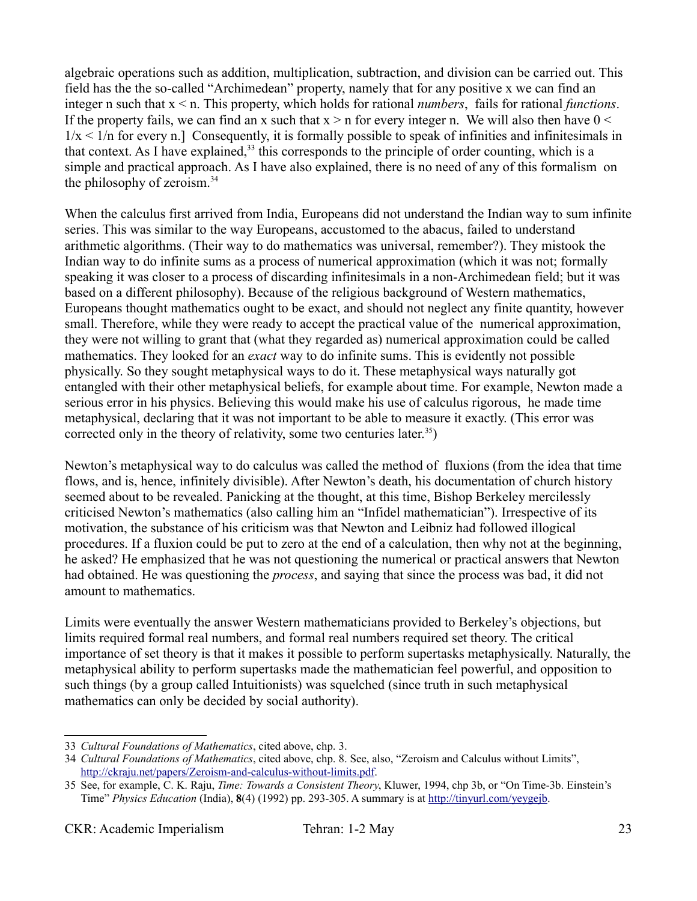algebraic operations such as addition, multiplication, subtraction, and division can be carried out. This field has the the so-called "Archimedean" property, namely that for any positive x we can find an integer n such that $x < n$. This property, which holds for rational *numbers*, fails for rational *functions*. If the property fails, we can find an x such that $x > n$ for every integer n. We will also then have $0 < 1/x < 1/n$ for every n.] Consequently, it is formally possible to speak of infinities and infinitesimals in that context. As I have explained,[33] this corresponds to the principle of order counting, which is a simple and practical approach. As I have also explained, there is no need of any of this formalism on the philosophy of zeroism.[34]

When the calculus first arrived from India, Europeans did not understand the Indian way to sum infinite series. This was similar to the way Europeans, accustomed to the abacus, failed to understand arithmetic algorithms. (Their way to do mathematics was universal, remember?). They mistook the Indian way to do infinite sums as a process of numerical approximation (which it was not; formally speaking it was closer to a process of discarding infinitesimals in a non-Archimedean field; but it was based on a different philosophy). Because of the religious background of Western mathematics, Europeans thought mathematics ought to be exact, and should not neglect any finite quantity, however small. Therefore, while they were ready to accept the practical value of the numerical approximation, they were not willing to grant that (what they regarded as) numerical approximation could be called mathematics. They looked for an *exact* way to do infinite sums. This is evidently not possible physically. So they sought metaphysical ways to do it. These metaphysical ways naturally got entangled with their other metaphysical beliefs, for example about time. For example, Newton made a serious error in his physics. Believing this would make his use of calculus rigorous, he made time metaphysical, declaring that it was not important to be able to measure it exactly. (This error was corrected only in the theory of relativity, some two centuries later.[35])

Newton's metaphysical way to do calculus was called the method of fluxions (from the idea that time flows, and is, hence, infinitely divisible). After Newton's death, his documentation of church history seemed about to be revealed. Panicking at the thought, at this time, Bishop Berkeley mercilessly criticised Newton's mathematics (also calling him an "Infidel mathematician"). Irrespective of its motivation, the substance of his criticism was that Newton and Leibniz had followed illogical procedures. If a fluxion could be put to zero at the end of a calculation, then why not at the beginning, he asked? He emphasized that he was not questioning the numerical or practical answers that Newton had obtained. He was questioning the *process*, and saying that since the process was bad, it did not amount to mathematics.

Limits were eventually the answer Western mathematicians provided to Berkeley's objections, but limits required formal real numbers, and formal real numbers required set theory. The critical importance of set theory is that it makes it possible to perform supertasks metaphysically. Naturally, the metaphysical ability to perform supertasks made the mathematician feel powerful, and opposition to such things (by a group called Intuitionists) was squelched (since truth in such metaphysical mathematics can only be decided by social authority).

---

33 *Cultural Foundations of Mathematics*, cited above, chp. 3.

34 *Cultural Foundations of Mathematics*, cited above, chp. 8. See, also, "Zeroism and Calculus without Limits", http://ckraju.net/papers/Zeroism-and-calculus-without-limits.pdf.

35 See, for example, C. K. Raju, *Time: Towards a Consistent Theory*, Kluwer, 1994, chp 3b, or "On Time-3b. Einstein's Time" *Physics Education* (India), **8**(4) (1992) pp. 293-305. A summary is at http://tinyurl.com/yeygejb.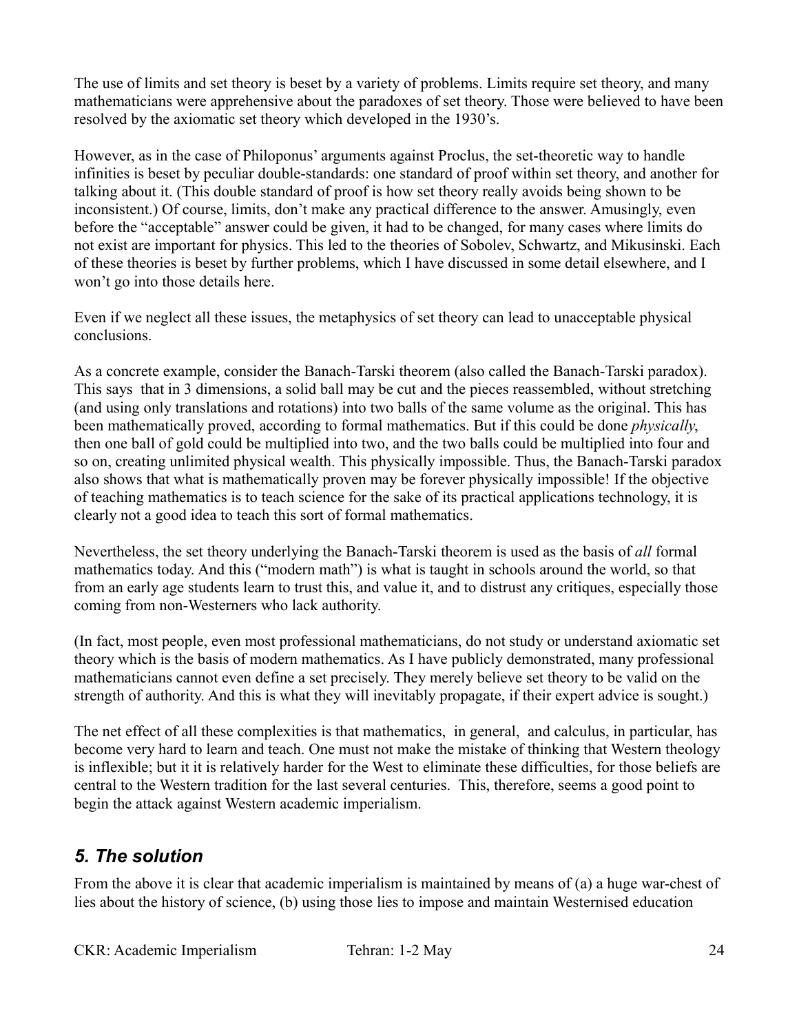The use of limits and set theory is beset by a variety of problems. Limits require set theory, and many mathematicians were apprehensive about the paradoxes of set theory. Those were believed to have been resolved by the axiomatic set theory which developed in the 1930's.

However, as in the case of Philoponus' arguments against Proclus, the set-theoretic way to handle infinities is beset by peculiar double-standards: one standard of proof within set theory, and another for talking about it. (This double standard of proof is how set theory really avoids being shown to be inconsistent.) Of course, limits, don't make any practical difference to the answer. Amusingly, even before the "acceptable" answer could be given, it had to be changed, for many cases where limits do not exist are important for physics. This led to the theories of Sobolev, Schwartz, and Mikusinski. Each of these theories is beset by further problems, which I have discussed in some detail elsewhere, and I won't go into those details here.

Even if we neglect all these issues, the metaphysics of set theory can lead to unacceptable physical conclusions.

As a concrete example, consider the Banach-Tarski theorem (also called the Banach-Tarski paradox). This says that in 3 dimensions, a solid ball may be cut and the pieces reassembled, without stretching (and using only translations and rotations) into two balls of the same volume as the original. This has been mathematically proved, according to formal mathematics. But if this could be done *physically*, then one ball of gold could be multiplied into two, and the two balls could be multiplied into four and so on, creating unlimited physical wealth. This physically impossible. Thus, the Banach-Tarski paradox also shows that what is mathematically proven may be forever physically impossible! If the objective of teaching mathematics is to teach science for the sake of its practical applications technology, it is clearly not a good idea to teach this sort of formal mathematics.

Nevertheless, the set theory underlying the Banach-Tarski theorem is used as the basis of *all* formal mathematics today. And this ("modern math") is what is taught in schools around the world, so that from an early age students learn to trust this, and value it, and to distrust any critiques, especially those coming from non-Westerners who lack authority.

(In fact, most people, even most professional mathematicians, do not study or understand axiomatic set theory which is the basis of modern mathematics. As I have publicly demonstrated, many professional mathematicians cannot even define a set precisely. They merely believe set theory to be valid on the strength of authority. And this is what they will inevitably propagate, if their expert advice is sought.)

The net effect of all these complexities is that mathematics, in general, and calculus, in particular, has become very hard to learn and teach. One must not make the mistake of thinking that Western theology is inflexible; but it it is relatively harder for the West to eliminate these difficulties, for those beliefs are central to the Western tradition for the last several centuries. This, therefore, seems a good point to begin the attack against Western academic imperialism.

## *5. The solution*

From the above it is clear that academic imperialism is maintained by means of (a) a huge war-chest of lies about the history of science, (b) using those lies to impose and maintain Westernised education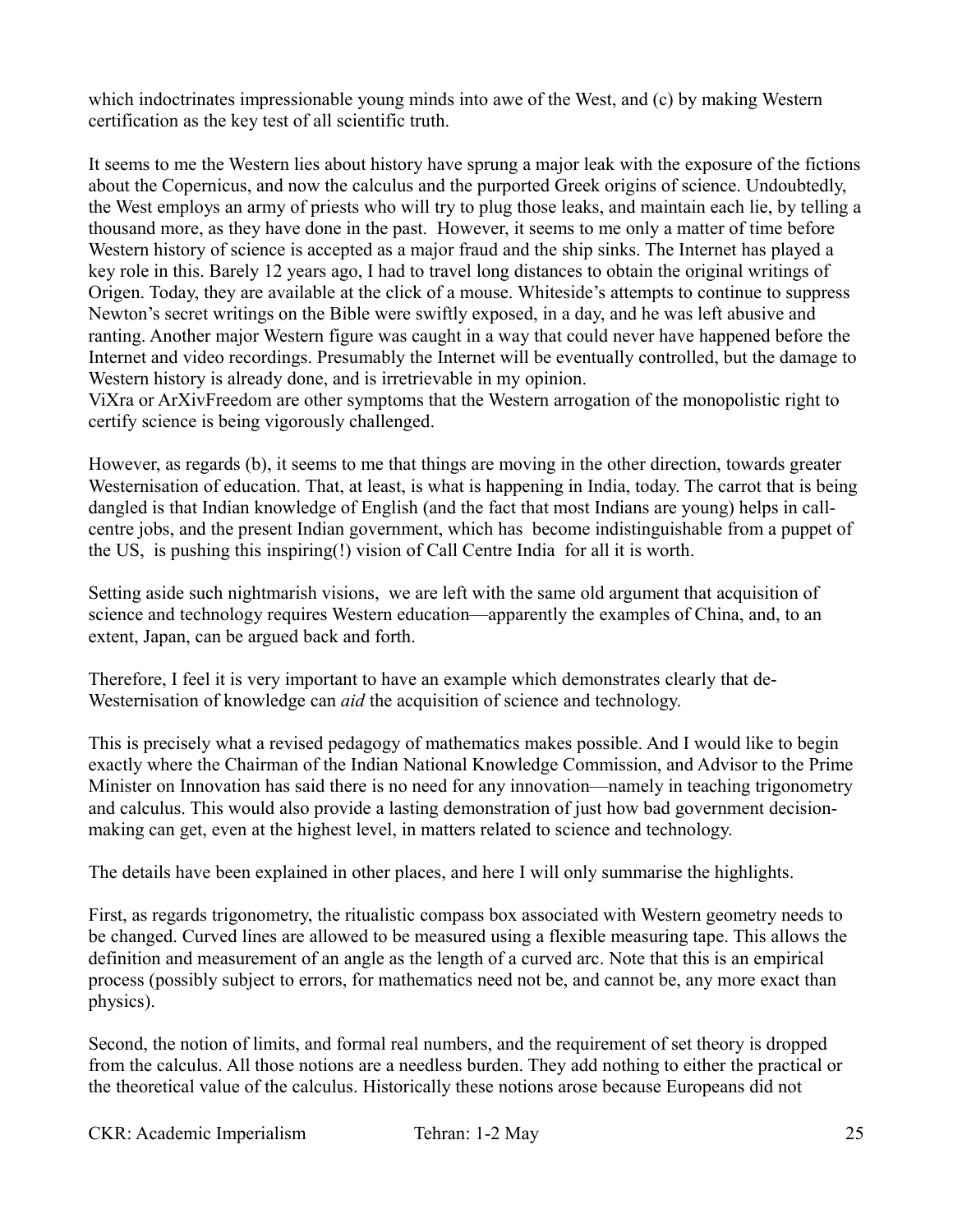which indoctrinates impressionable young minds into awe of the West, and (c) by making Western certification as the key test of all scientific truth.

It seems to me the Western lies about history have sprung a major leak with the exposure of the fictions about the Copernicus, and now the calculus and the purported Greek origins of science. Undoubtedly, the West employs an army of priests who will try to plug those leaks, and maintain each lie, by telling a thousand more, as they have done in the past. However, it seems to me only a matter of time before Western history of science is accepted as a major fraud and the ship sinks. The Internet has played a key role in this. Barely 12 years ago, I had to travel long distances to obtain the original writings of Origen. Today, they are available at the click of a mouse. Whiteside's attempts to continue to suppress Newton's secret writings on the Bible were swiftly exposed, in a day, and he was left abusive and ranting. Another major Western figure was caught in a way that could never have happened before the Internet and video recordings. Presumably the Internet will be eventually controlled, but the damage to Western history is already done, and is irretrievable in my opinion.
ViXra or ArXivFreedom are other symptoms that the Western arrogation of the monopolistic right to certify science is being vigorously challenged.

However, as regards (b), it seems to me that things are moving in the other direction, towards greater Westernisation of education. That, at least, is what is happening in India, today. The carrot that is being dangled is that Indian knowledge of English (and the fact that most Indians are young) helps in call-centre jobs, and the present Indian government, which has become indistinguishable from a puppet of the US, is pushing this inspiring(!) vision of Call Centre India for all it is worth.

Setting aside such nightmarish visions, we are left with the same old argument that acquisition of science and technology requires Western education—apparently the examples of China, and, to an extent, Japan, can be argued back and forth.

Therefore, I feel it is very important to have an example which demonstrates clearly that de-Westernisation of knowledge can *aid* the acquisition of science and technology.

This is precisely what a revised pedagogy of mathematics makes possible. And I would like to begin exactly where the Chairman of the Indian National Knowledge Commission, and Advisor to the Prime Minister on Innovation has said there is no need for any innovation—namely in teaching trigonometry and calculus. This would also provide a lasting demonstration of just how bad government decision-making can get, even at the highest level, in matters related to science and technology.

The details have been explained in other places, and here I will only summarise the highlights.

First, as regards trigonometry, the ritualistic compass box associated with Western geometry needs to be changed. Curved lines are allowed to be measured using a flexible measuring tape. This allows the definition and measurement of an angle as the length of a curved arc. Note that this is an empirical process (possibly subject to errors, for mathematics need not be, and cannot be, any more exact than physics).

Second, the notion of limits, and formal real numbers, and the requirement of set theory is dropped from the calculus. All those notions are a needless burden. They add nothing to either the practical or the theoretical value of the calculus. Historically these notions arose because Europeans did not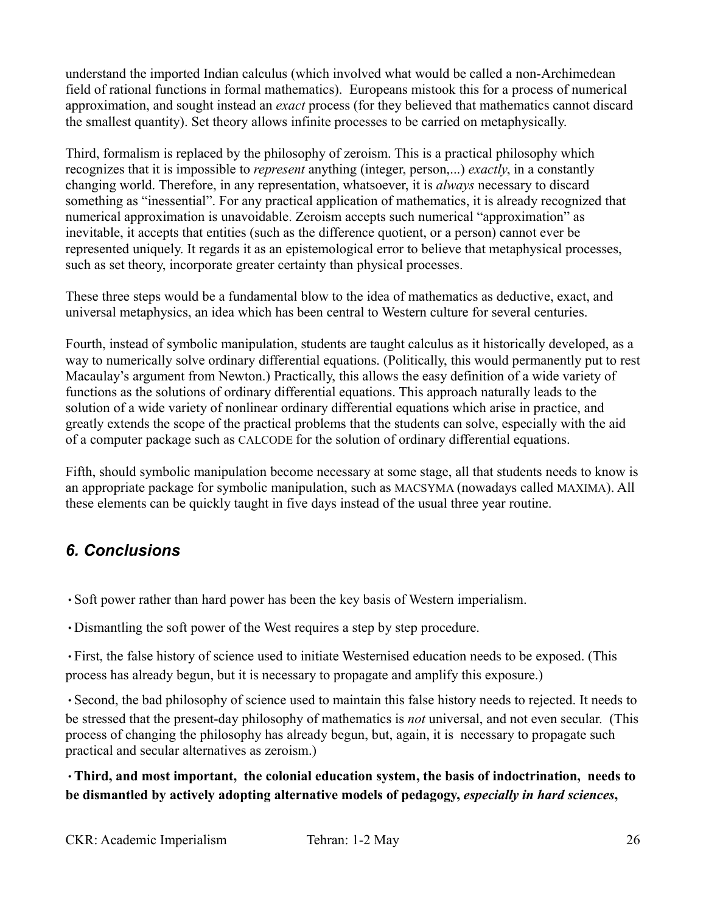understand the imported Indian calculus (which involved what would be called a non-Archimedean field of rational functions in formal mathematics). Europeans mistook this for a process of numerical approximation, and sought instead an *exact* process (for they believed that mathematics cannot discard the smallest quantity). Set theory allows infinite processes to be carried on metaphysically.

Third, formalism is replaced by the philosophy of zeroism. This is a practical philosophy which recognizes that it is impossible to *represent* anything (integer, person,...) *exactly*, in a constantly changing world. Therefore, in any representation, whatsoever, it is *always* necessary to discard something as "inessential". For any practical application of mathematics, it is already recognized that numerical approximation is unavoidable. Zeroism accepts such numerical "approximation" as inevitable, it accepts that entities (such as the difference quotient, or a person) cannot ever be represented uniquely. It regards it as an epistemological error to believe that metaphysical processes, such as set theory, incorporate greater certainty than physical processes.

These three steps would be a fundamental blow to the idea of mathematics as deductive, exact, and universal metaphysics, an idea which has been central to Western culture for several centuries.

Fourth, instead of symbolic manipulation, students are taught calculus as it historically developed, as a way to numerically solve ordinary differential equations. (Politically, this would permanently put to rest Macaulay's argument from Newton.) Practically, this allows the easy definition of a wide variety of functions as the solutions of ordinary differential equations. This approach naturally leads to the solution of a wide variety of nonlinear ordinary differential equations which arise in practice, and greatly extends the scope of the practical problems that the students can solve, especially with the aid of a computer package such as CALCODE for the solution of ordinary differential equations.

Fifth, should symbolic manipulation become necessary at some stage, all that students needs to know is an appropriate package for symbolic manipulation, such as MACSYMA (nowadays called MAXIMA). All these elements can be quickly taught in five days instead of the usual three year routine.

## *6. Conclusions*

- Soft power rather than hard power has been the key basis of Western imperialism.
- Dismantling the soft power of the West requires a step by step procedure.
- First, the false history of science used to initiate Westernised education needs to be exposed. (This process has already begun, but it is necessary to propagate and amplify this exposure.)
- Second, the bad philosophy of science used to maintain this false history needs to rejected. It needs to be stressed that the present-day philosophy of mathematics is *not* universal, and not even secular. (This process of changing the philosophy has already begun, but, again, it is necessary to propagate such practical and secular alternatives as zeroism.)
- **Third, and most important, the colonial education system, the basis of indoctrination, needs to be dismantled by actively adopting alternative models of pedagogy, *especially in hard sciences*,**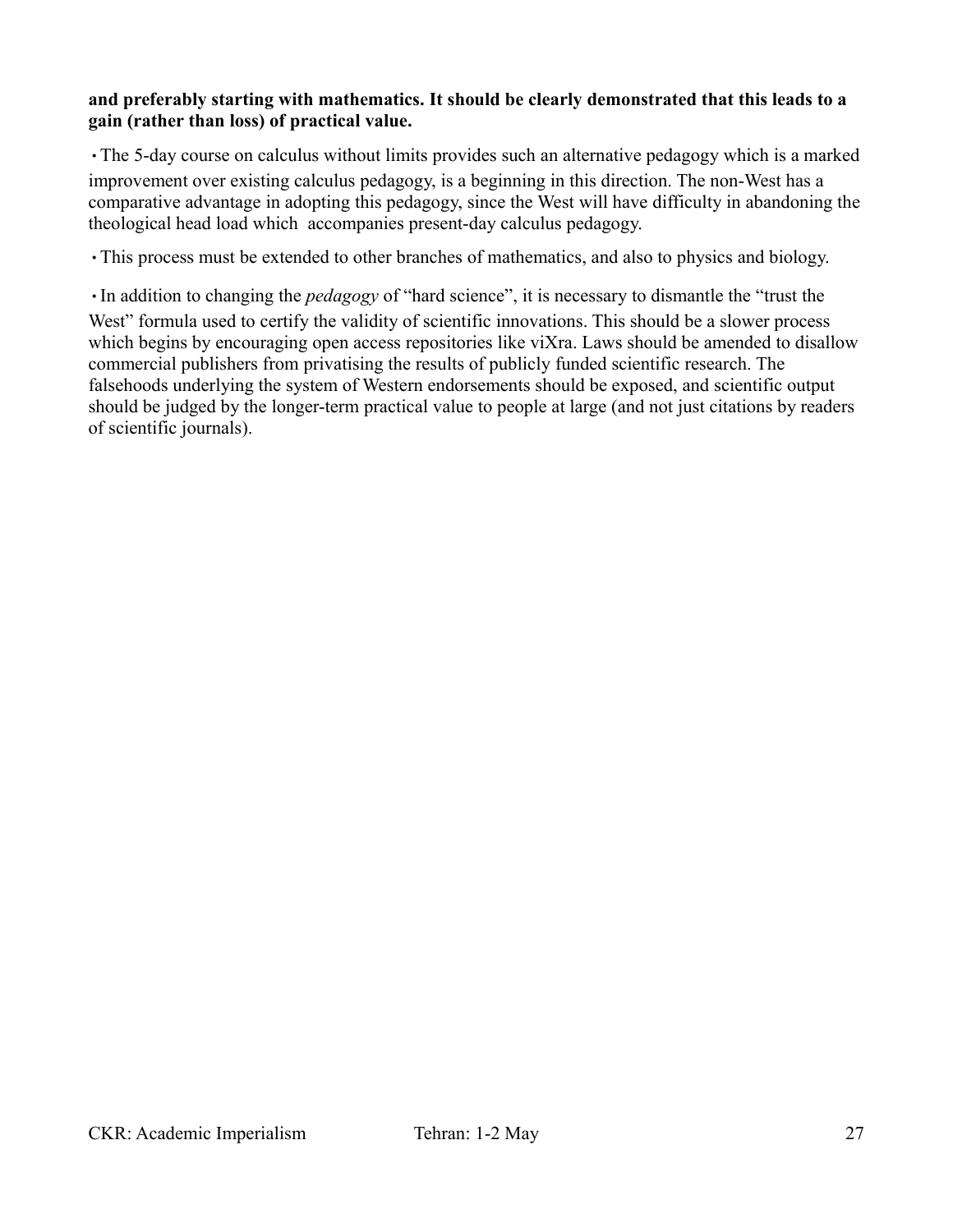**and preferably starting with mathematics. It should be clearly demonstrated that this leads to a gain (rather than loss) of practical value.**

- The 5-day course on calculus without limits provides such an alternative pedagogy which is a marked improvement over existing calculus pedagogy, is a beginning in this direction. The non-West has a comparative advantage in adopting this pedagogy, since the West will have difficulty in abandoning the theological head load which accompanies present-day calculus pedagogy.

- This process must be extended to other branches of mathematics, and also to physics and biology.

- In addition to changing the *pedagogy* of "hard science", it is necessary to dismantle the "trust the West" formula used to certify the validity of scientific innovations. This should be a slower process which begins by encouraging open access repositories like viXra. Laws should be amended to disallow commercial publishers from privatising the results of publicly funded scientific research. The falsehoods underlying the system of Western endorsements should be exposed, and scientific output should be judged by the longer-term practical value to people at large (and not just citations by readers of scientific journals).